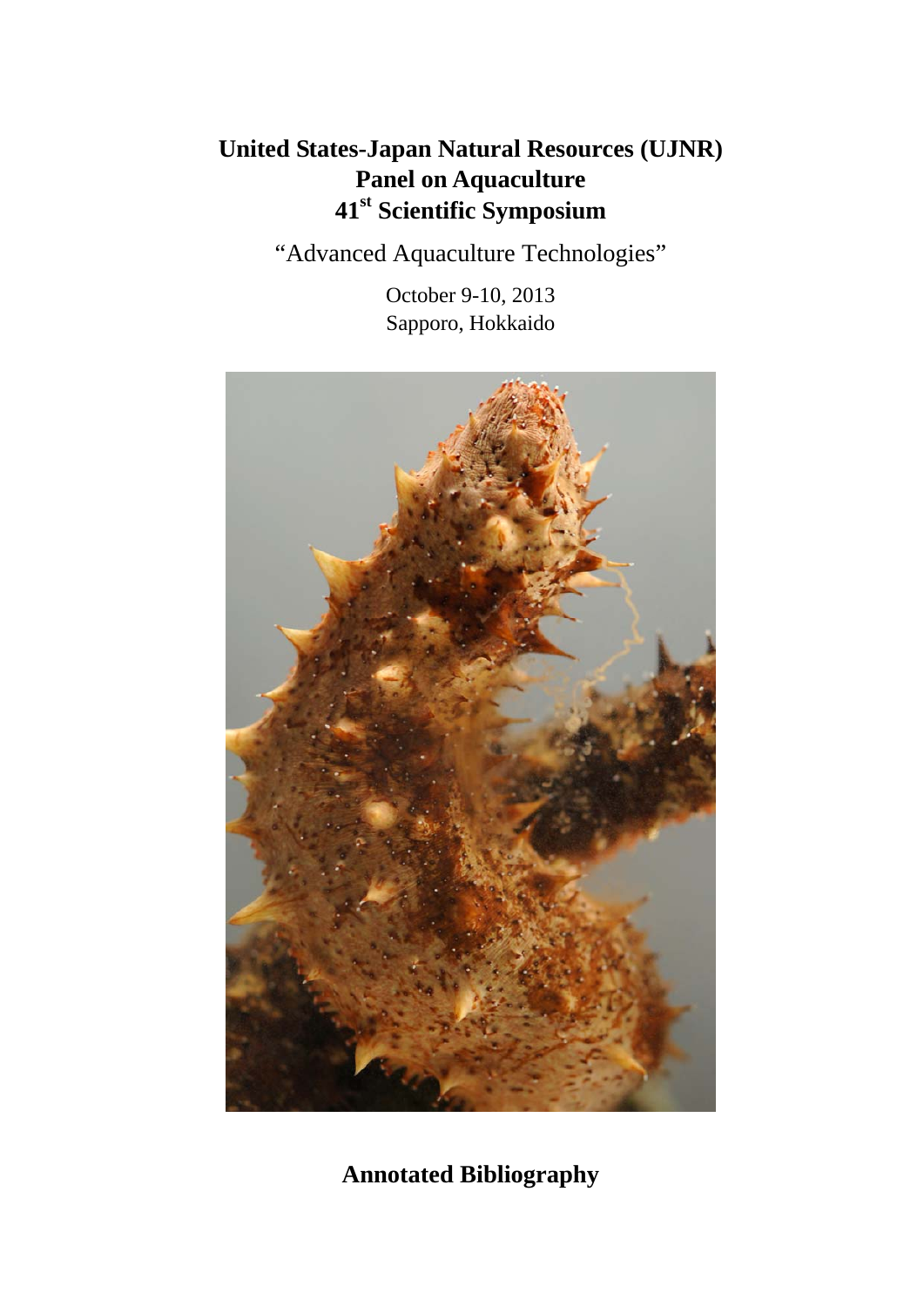# United States-Japan Natural Resources (UJNR) Panel on Aquaculture 41st Scientific Symposium

"Advanced Aquaculture Technologies"

October 9-10, 2013
Sapporo, Hokkaido

## Annotated Bibliography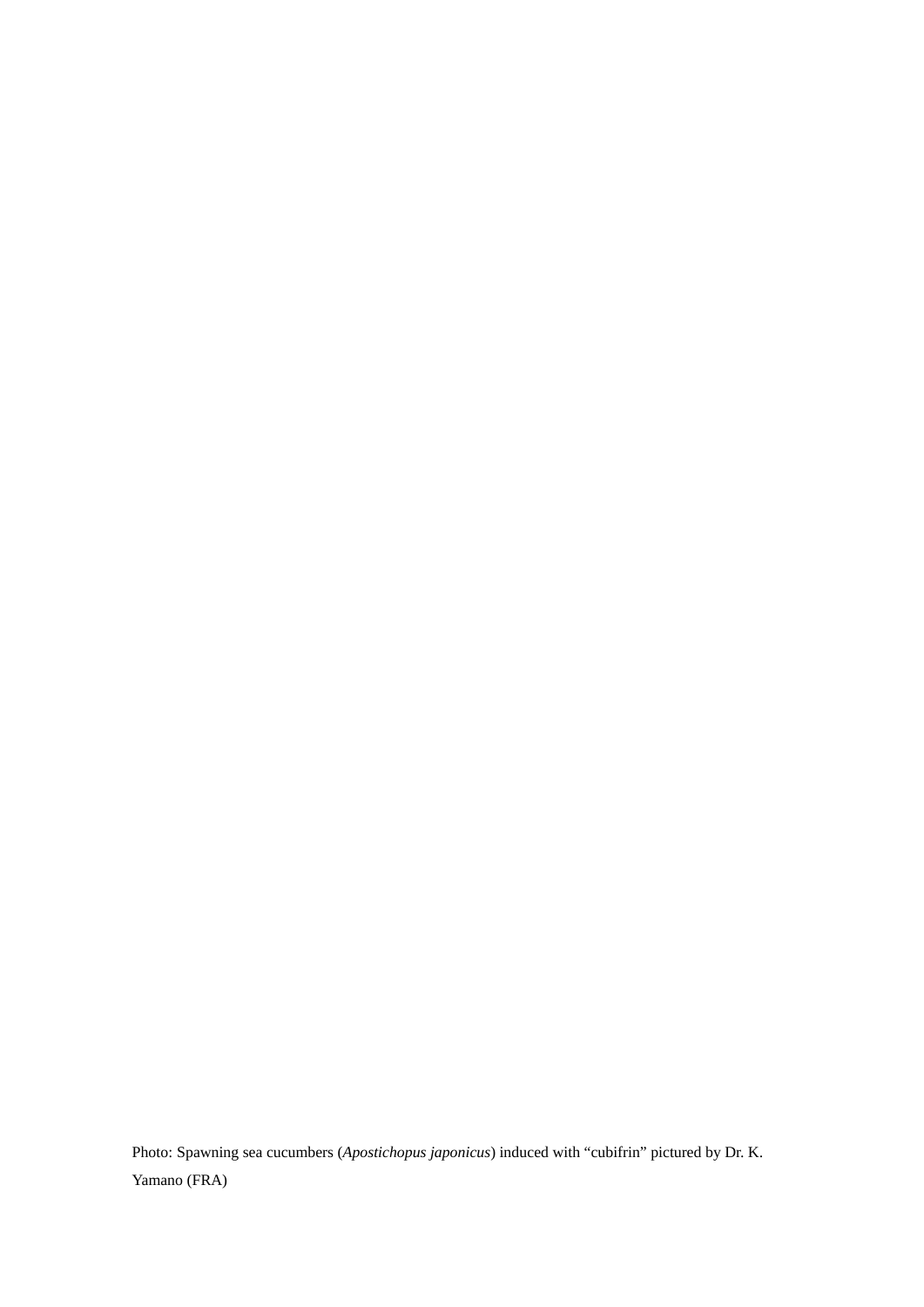Photo: Spawning sea cucumbers (*Apostichopus japonicus*) induced with “cubifrin” pictured by Dr. K. Yamano (FRA)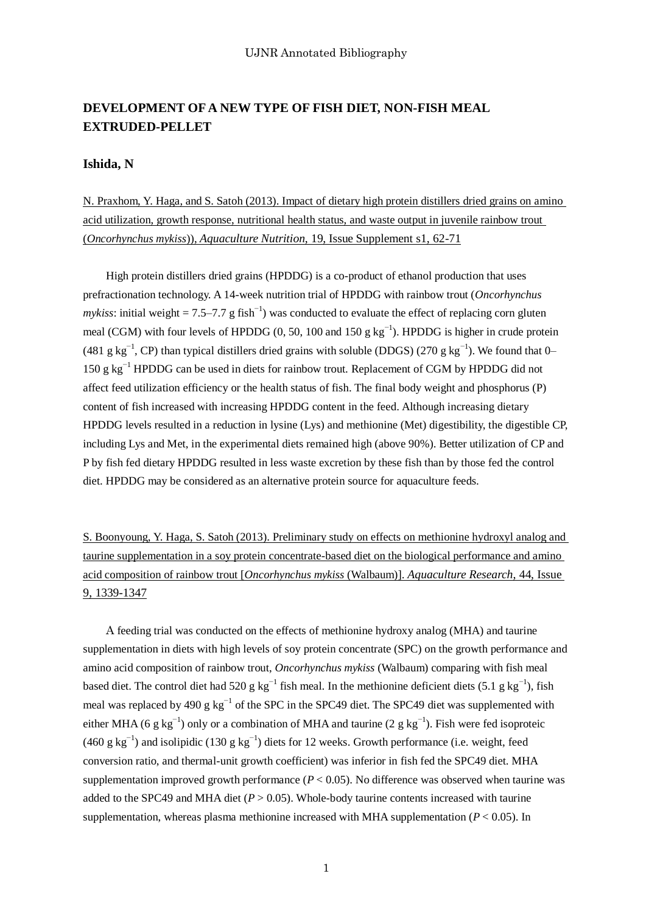## DEVELOPMENT OF A NEW TYPE OF FISH DIET, NON-FISH MEAL EXTRUDED-PELLET

### Ishida, N

N. Praxhom, Y. Haga, and S. Satoh (2013). Impact of dietary high protein distillers dried grains on amino acid utilization, growth response, nutritional health status, and waste output in juvenile rainbow trout (*Oncorhynchus mykiss*)), *Aquaculture Nutrition*, 19, Issue Supplement s1, 62-71

High protein distillers dried grains (HPDDG) is a co-product of ethanol production that uses prefractionation technology. A 14-week nutrition trial of HPDDG with rainbow trout (*Oncorhynchus mykiss*: initial weight = 7.5–7.7 g fish$^{-1}$) was conducted to evaluate the effect of replacing corn gluten meal (CGM) with four levels of HPDDG (0, 50, 100 and 150 g kg$^{-1}$). HPDDG is higher in crude protein (481 g kg$^{-1}$, CP) than typical distillers dried grains with soluble (DDGS) (270 g kg$^{-1}$). We found that 0–150 g kg$^{-1}$ HPDDG can be used in diets for rainbow trout. Replacement of CGM by HPDDG did not affect feed utilization efficiency or the health status of fish. The final body weight and phosphorus (P) content of fish increased with increasing HPDDG content in the feed. Although increasing dietary HPDDG levels resulted in a reduction in lysine (Lys) and methionine (Met) digestibility, the digestible CP, including Lys and Met, in the experimental diets remained high (above 90%). Better utilization of CP and P by fish fed dietary HPDDG resulted in less waste excretion by these fish than by those fed the control diet. HPDDG may be considered as an alternative protein source for aquaculture feeds.

S. Boonyoung, Y. Haga, S. Satoh (2013). Preliminary study on effects on methionine hydroxyl analog and taurine supplementation in a soy protein concentrate-based diet on the biological performance and amino acid composition of rainbow trout [*Oncorhynchus mykiss* (Walbaum)]. *Aquaculture Research*, 44, Issue 9, 1339-1347

A feeding trial was conducted on the effects of methionine hydroxy analog (MHA) and taurine supplementation in diets with high levels of soy protein concentrate (SPC) on the growth performance and amino acid composition of rainbow trout, *Oncorhynchus mykiss* (Walbaum) comparing with fish meal based diet. The control diet had 520 g kg$^{-1}$ fish meal. In the methionine deficient diets (5.1 g kg$^{-1}$), fish meal was replaced by 490 g kg$^{-1}$ of the SPC in the SPC49 diet. The SPC49 diet was supplemented with either MHA (6 g kg$^{-1}$) only or a combination of MHA and taurine (2 g kg$^{-1}$). Fish were fed isoproteic (460 g kg$^{-1}$) and isolipidic (130 g kg$^{-1}$) diets for 12 weeks. Growth performance (i.e. weight, feed conversion ratio, and thermal-unit growth coefficient) was inferior in fish fed the SPC49 diet. MHA supplementation improved growth performance ($P < 0.05$). No difference was observed when taurine was added to the SPC49 and MHA diet ($P > 0.05$). Whole-body taurine contents increased with taurine supplementation, whereas plasma methionine increased with MHA supplementation ($P < 0.05$). In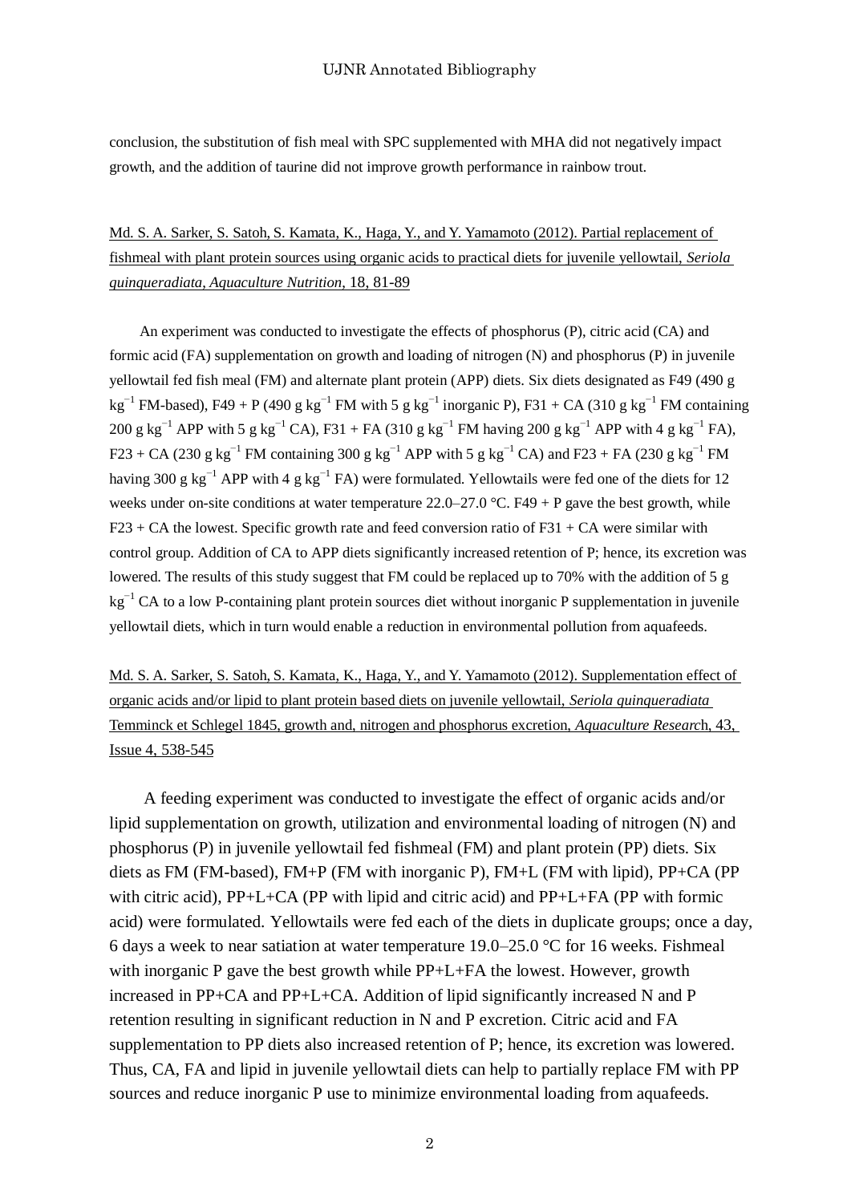conclusion, the substitution of fish meal with SPC supplemented with MHA did not negatively impact growth, and the addition of taurine did not improve growth performance in rainbow trout.

Md. S. A. Sarker, S. Satoh, S. Kamata, K., Haga, Y., and Y. Yamamoto (2012). Partial replacement of fishmeal with plant protein sources using organic acids to practical diets for juvenile yellowtail, *Seriola quinqueradiata*, *Aquaculture Nutrition*, 18, 81-89

An experiment was conducted to investigate the effects of phosphorus (P), citric acid (CA) and formic acid (FA) supplementation on growth and loading of nitrogen (N) and phosphorus (P) in juvenile yellowtail fed fish meal (FM) and alternate plant protein (APP) diets. Six diets designated as F49 (490 g $kg^{-1}$ FM-based), F49 + P (490 g $kg^{-1}$ FM with 5 g $kg^{-1}$ inorganic P), F31 + CA (310 g $kg^{-1}$ FM containing 200 g $kg^{-1}$ APP with 5 g $kg^{-1}$ CA), F31 + FA (310 g $kg^{-1}$ FM having 200 g $kg^{-1}$ APP with 4 g $kg^{-1}$ FA), F23 + CA (230 g $kg^{-1}$ FM containing 300 g $kg^{-1}$ APP with 5 g $kg^{-1}$ CA) and F23 + FA (230 g $kg^{-1}$ FM having 300 g $kg^{-1}$ APP with 4 g $kg^{-1}$ FA) were formulated. Yellowtails were fed one of the diets for 12 weeks under on-site conditions at water temperature 22.0–27.0 °C. F49 + P gave the best growth, while F23 + CA the lowest. Specific growth rate and feed conversion ratio of F31 + CA were similar with control group. Addition of CA to APP diets significantly increased retention of P; hence, its excretion was lowered. The results of this study suggest that FM could be replaced up to 70% with the addition of 5 g $kg^{-1}$ CA to a low P-containing plant protein sources diet without inorganic P supplementation in juvenile yellowtail diets, which in turn would enable a reduction in environmental pollution from aquafeeds.

Md. S. A. Sarker, S. Satoh, S. Kamata, K., Haga, Y., and Y. Yamamoto (2012). Supplementation effect of organic acids and/or lipid to plant protein based diets on juvenile yellowtail, *Seriola quinqueradiata* Temminck et Schlegel 1845, growth and, nitrogen and phosphorus excretion, *Aquaculture Research*, 43, Issue 4, 538-545

A feeding experiment was conducted to investigate the effect of organic acids and/or lipid supplementation on growth, utilization and environmental loading of nitrogen (N) and phosphorus (P) in juvenile yellowtail fed fishmeal (FM) and plant protein (PP) diets. Six diets as FM (FM-based), FM+P (FM with inorganic P), FM+L (FM with lipid), PP+CA (PP with citric acid), PP+L+CA (PP with lipid and citric acid) and PP+L+FA (PP with formic acid) were formulated. Yellowtails were fed each of the diets in duplicate groups; once a day, 6 days a week to near satiation at water temperature 19.0–25.0 °C for 16 weeks. Fishmeal with inorganic P gave the best growth while PP+L+FA the lowest. However, growth increased in PP+CA and PP+L+CA. Addition of lipid significantly increased N and P retention resulting in significant reduction in N and P excretion. Citric acid and FA supplementation to PP diets also increased retention of P; hence, its excretion was lowered. Thus, CA, FA and lipid in juvenile yellowtail diets can help to partially replace FM with PP sources and reduce inorganic P use to minimize environmental loading from aquafeeds.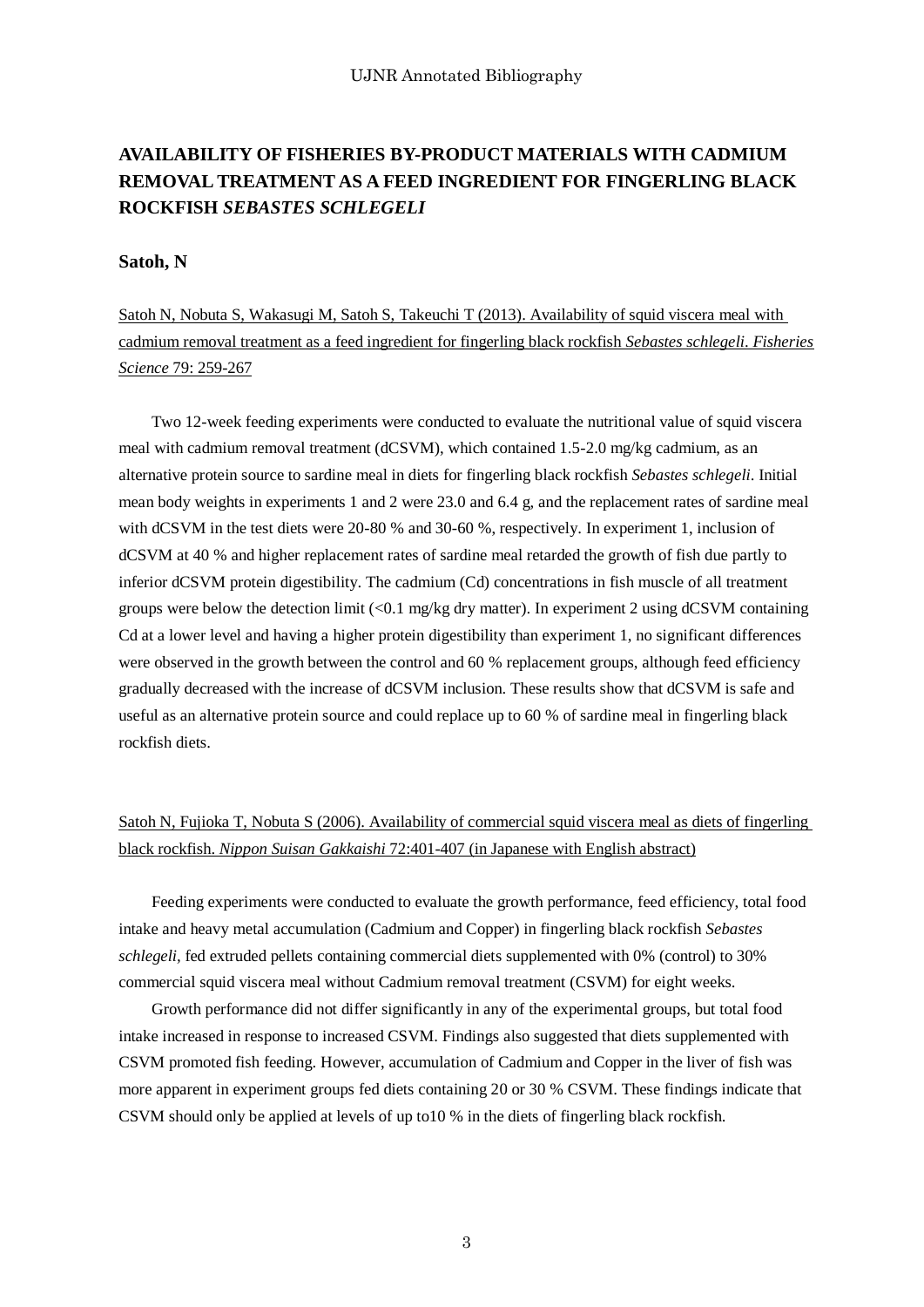## AVAILABILITY OF FISHERIES BY-PRODUCT MATERIALS WITH CADMIUM REMOVAL TREATMENT AS A FEED INGREDIENT FOR FINGERLING BLACK ROCKFISH *SEBASTES SCHLEGELI*

### Satoh, N

Satoh N, Nobuta S, Wakasugi M, Satoh S, Takeuchi T (2013). Availability of squid viscera meal with cadmium removal treatment as a feed ingredient for fingerling black rockfish *Sebastes schlegeli*. *Fisheries Science* 79: 259-267

Two 12-week feeding experiments were conducted to evaluate the nutritional value of squid viscera meal with cadmium removal treatment (dCSVM), which contained 1.5-2.0 mg/kg cadmium, as an alternative protein source to sardine meal in diets for fingerling black rockfish *Sebastes schlegeli*. Initial mean body weights in experiments 1 and 2 were 23.0 and 6.4 g, and the replacement rates of sardine meal with dCSVM in the test diets were 20-80 % and 30-60 %, respectively. In experiment 1, inclusion of dCSVM at 40 % and higher replacement rates of sardine meal retarded the growth of fish due partly to inferior dCSVM protein digestibility. The cadmium (Cd) concentrations in fish muscle of all treatment groups were below the detection limit (<0.1 mg/kg dry matter). In experiment 2 using dCSVM containing Cd at a lower level and having a higher protein digestibility than experiment 1, no significant differences were observed in the growth between the control and 60 % replacement groups, although feed efficiency gradually decreased with the increase of dCSVM inclusion. These results show that dCSVM is safe and useful as an alternative protein source and could replace up to 60 % of sardine meal in fingerling black rockfish diets.

Satoh N, Fujioka T, Nobuta S (2006). Availability of commercial squid viscera meal as diets of fingerling black rockfish. *Nippon Suisan Gakkaishi* 72:401-407 (in Japanese with English abstract)

Feeding experiments were conducted to evaluate the growth performance, feed efficiency, total food intake and heavy metal accumulation (Cadmium and Copper) in fingerling black rockfish *Sebastes schlegeli*, fed extruded pellets containing commercial diets supplemented with 0% (control) to 30% commercial squid viscera meal without Cadmium removal treatment (CSVM) for eight weeks.

Growth performance did not differ significantly in any of the experimental groups, but total food intake increased in response to increased CSVM. Findings also suggested that diets supplemented with CSVM promoted fish feeding. However, accumulation of Cadmium and Copper in the liver of fish was more apparent in experiment groups fed diets containing 20 or 30 % CSVM. These findings indicate that CSVM should only be applied at levels of up to10 % in the diets of fingerling black rockfish.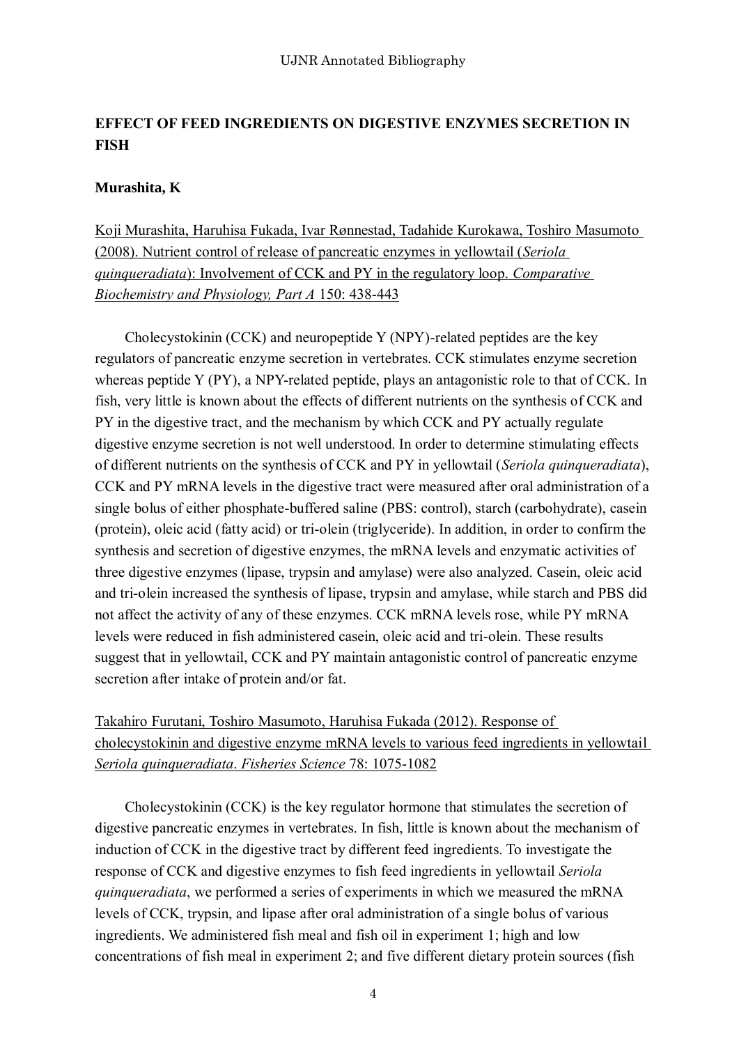## EFFECT OF FEED INGREDIENTS ON DIGESTIVE ENZYMES SECRETION IN FISH

**Murashita, K**

Koji Murashita, Haruhisa Fukada, Ivar Rønnestad, Tadahide Kurokawa, Toshiro Masumoto (2008). Nutrient control of release of pancreatic enzymes in yellowtail (*Seriola quinqueradiata*): Involvement of CCK and PY in the regulatory loop. *Comparative Biochemistry and Physiology, Part A* 150: 438-443

Cholecystokinin (CCK) and neuropeptide Y (NPY)-related peptides are the key regulators of pancreatic enzyme secretion in vertebrates. CCK stimulates enzyme secretion whereas peptide Y (PY), a NPY-related peptide, plays an antagonistic role to that of CCK. In fish, very little is known about the effects of different nutrients on the synthesis of CCK and PY in the digestive tract, and the mechanism by which CCK and PY actually regulate digestive enzyme secretion is not well understood. In order to determine stimulating effects of different nutrients on the synthesis of CCK and PY in yellowtail (*Seriola quinqueradiata*), CCK and PY mRNA levels in the digestive tract were measured after oral administration of a single bolus of either phosphate-buffered saline (PBS: control), starch (carbohydrate), casein (protein), oleic acid (fatty acid) or tri-olein (triglyceride). In addition, in order to confirm the synthesis and secretion of digestive enzymes, the mRNA levels and enzymatic activities of three digestive enzymes (lipase, trypsin and amylase) were also analyzed. Casein, oleic acid and tri-olein increased the synthesis of lipase, trypsin and amylase, while starch and PBS did not affect the activity of any of these enzymes. CCK mRNA levels rose, while PY mRNA levels were reduced in fish administered casein, oleic acid and tri-olein. These results suggest that in yellowtail, CCK and PY maintain antagonistic control of pancreatic enzyme secretion after intake of protein and/or fat.

Takahiro Furutani, Toshiro Masumoto, Haruhisa Fukada (2012). Response of cholecystokinin and digestive enzyme mRNA levels to various feed ingredients in yellowtail *Seriola quinqueradiata*. *Fisheries Science* 78: 1075-1082

Cholecystokinin (CCK) is the key regulator hormone that stimulates the secretion of digestive pancreatic enzymes in vertebrates. In fish, little is known about the mechanism of induction of CCK in the digestive tract by different feed ingredients. To investigate the response of CCK and digestive enzymes to fish feed ingredients in yellowtail *Seriola quinqueradiata*, we performed a series of experiments in which we measured the mRNA levels of CCK, trypsin, and lipase after oral administration of a single bolus of various ingredients. We administered fish meal and fish oil in experiment 1; high and low concentrations of fish meal in experiment 2; and five different dietary protein sources (fish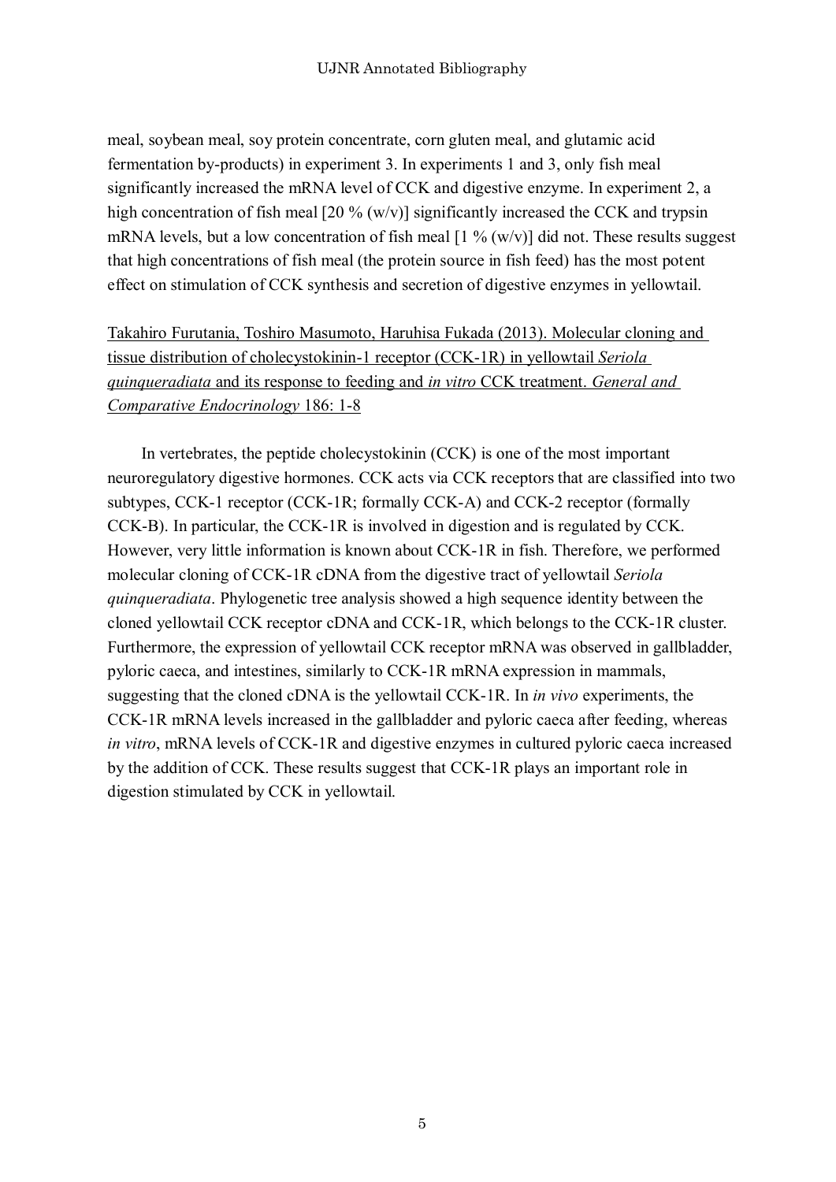meal, soybean meal, soy protein concentrate, corn gluten meal, and glutamic acid fermentation by-products) in experiment 3. In experiments 1 and 3, only fish meal significantly increased the mRNA level of CCK and digestive enzyme. In experiment 2, a high concentration of fish meal [20 % (w/v)] significantly increased the CCK and trypsin mRNA levels, but a low concentration of fish meal [1 % (w/v)] did not. These results suggest that high concentrations of fish meal (the protein source in fish feed) has the most potent effect on stimulation of CCK synthesis and secretion of digestive enzymes in yellowtail.

Takahiro Furutania, Toshiro Masumoto, Haruhisa Fukada (2013). Molecular cloning and tissue distribution of cholecystokinin-1 receptor (CCK-1R) in yellowtail *Seriola quinqueradiata* and its response to feeding and *in vitro* CCK treatment. *General and Comparative Endocrinology* 186: 1-8

In vertebrates, the peptide cholecystokinin (CCK) is one of the most important neuroregulatory digestive hormones. CCK acts via CCK receptors that are classified into two subtypes, CCK-1 receptor (CCK-1R; formally CCK-A) and CCK-2 receptor (formally CCK-B). In particular, the CCK-1R is involved in digestion and is regulated by CCK. However, very little information is known about CCK-1R in fish. Therefore, we performed molecular cloning of CCK-1R cDNA from the digestive tract of yellowtail *Seriola quinqueradiata*. Phylogenetic tree analysis showed a high sequence identity between the cloned yellowtail CCK receptor cDNA and CCK-1R, which belongs to the CCK-1R cluster. Furthermore, the expression of yellowtail CCK receptor mRNA was observed in gallbladder, pyloric caeca, and intestines, similarly to CCK-1R mRNA expression in mammals, suggesting that the cloned cDNA is the yellowtail CCK-1R. In *in vivo* experiments, the CCK-1R mRNA levels increased in the gallbladder and pyloric caeca after feeding, whereas *in vitro*, mRNA levels of CCK-1R and digestive enzymes in cultured pyloric caeca increased by the addition of CCK. These results suggest that CCK-1R plays an important role in digestion stimulated by CCK in yellowtail.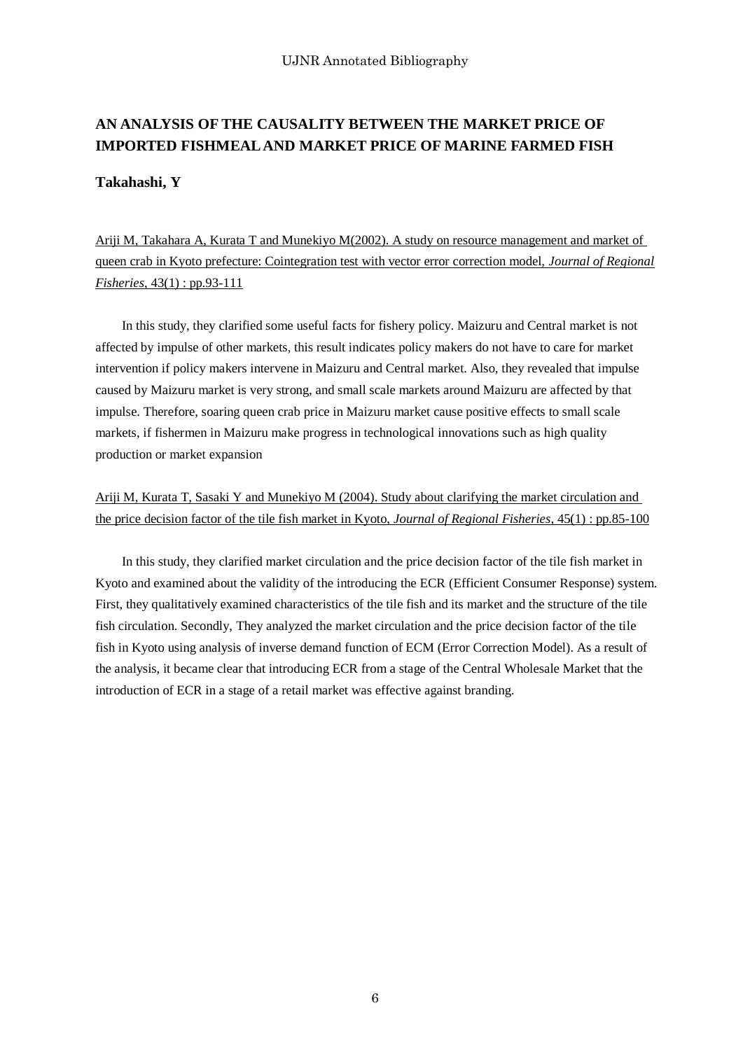## AN ANALYSIS OF THE CAUSALITY BETWEEN THE MARKET PRICE OF IMPORTED FISHMEAL AND MARKET PRICE OF MARINE FARMED FISH

**Takahashi, Y**

Ariji M, Takahara A, Kurata T and Munekiyo M(2002). A study on resource management and market of queen crab in Kyoto prefecture: Cointegration test with vector error correction model, *Journal of Regional Fisheries*, 43(1) : pp.93-111

In this study, they clarified some useful facts for fishery policy. Maizuru and Central market is not affected by impulse of other markets, this result indicates policy makers do not have to care for market intervention if policy makers intervene in Maizuru and Central market. Also, they revealed that impulse caused by Maizuru market is very strong, and small scale markets around Maizuru are affected by that impulse. Therefore, soaring queen crab price in Maizuru market cause positive effects to small scale markets, if fishermen in Maizuru make progress in technological innovations such as high quality production or market expansion

Ariji M, Kurata T, Sasaki Y and Munekiyo M (2004). Study about clarifying the market circulation and the price decision factor of the tile fish market in Kyoto, *Journal of Regional Fisheries*, 45(1) : pp.85-100

In this study, they clarified market circulation and the price decision factor of the tile fish market in Kyoto and examined about the validity of the introducing the ECR (Efficient Consumer Response) system. First, they qualitatively examined characteristics of the tile fish and its market and the structure of the tile fish circulation. Secondly, They analyzed the market circulation and the price decision factor of the tile fish in Kyoto using analysis of inverse demand function of ECM (Error Correction Model). As a result of the analysis, it became clear that introducing ECR from a stage of the Central Wholesale Market that the introduction of ECR in a stage of a retail market was effective against branding.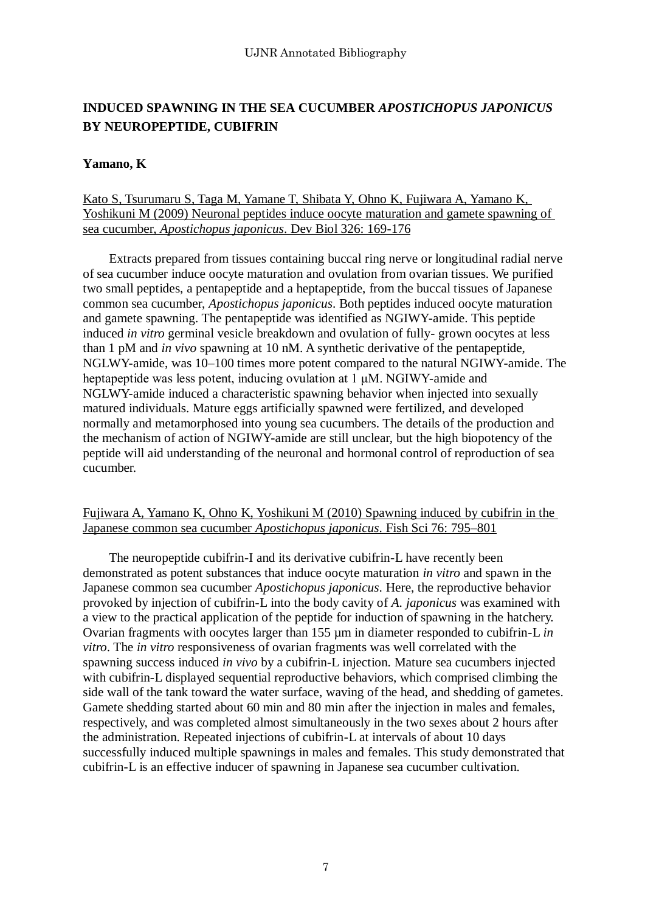## INDUCED SPAWNING IN THE SEA CUCUMBER *APOSTICHOPUS JAPONICUS* BY NEUROPEPTIDE, CUBIFRIN

**Yamano, K**

Kato S, Tsurumaru S, Taga M, Yamane T, Shibata Y, Ohno K, Fujiwara A, Yamano K, Yoshikuni M (2009) Neuronal peptides induce oocyte maturation and gamete spawning of sea cucumber, *Apostichopus japonicus*. Dev Biol 326: 169-176

Extracts prepared from tissues containing buccal ring nerve or longitudinal radial nerve of sea cucumber induce oocyte maturation and ovulation from ovarian tissues. We purified two small peptides, a pentapeptide and a heptapeptide, from the buccal tissues of Japanese common sea cucumber, *Apostichopus japonicus*. Both peptides induced oocyte maturation and gamete spawning. The pentapeptide was identified as NGIWY-amide. This peptide induced *in vitro* germinal vesicle breakdown and ovulation of fully- grown oocytes at less than 1 pM and *in vivo* spawning at 10 nM. A synthetic derivative of the pentapeptide, NGLWY-amide, was 10–100 times more potent compared to the natural NGIWY-amide. The heptapeptide was less potent, inducing ovulation at 1 μM. NGIWY-amide and NGLWY-amide induced a characteristic spawning behavior when injected into sexually matured individuals. Mature eggs artificially spawned were fertilized, and developed normally and metamorphosed into young sea cucumbers. The details of the production and the mechanism of action of NGIWY-amide are still unclear, but the high biopotency of the peptide will aid understanding of the neuronal and hormonal control of reproduction of sea cucumber.

Fujiwara A, Yamano K, Ohno K, Yoshikuni M (2010) Spawning induced by cubifrin in the Japanese common sea cucumber *Apostichopus japonicus*. Fish Sci 76: 795–801

The neuropeptide cubifrin-I and its derivative cubifrin-L have recently been demonstrated as potent substances that induce oocyte maturation *in vitro* and spawn in the Japanese common sea cucumber *Apostichopus japonicus*. Here, the reproductive behavior provoked by injection of cubifrin-L into the body cavity of *A. japonicus* was examined with a view to the practical application of the peptide for induction of spawning in the hatchery. Ovarian fragments with oocytes larger than 155 µm in diameter responded to cubifrin-L *in vitro*. The *in vitro* responsiveness of ovarian fragments was well correlated with the spawning success induced *in vivo* by a cubifrin-L injection. Mature sea cucumbers injected with cubifrin-L displayed sequential reproductive behaviors, which comprised climbing the side wall of the tank toward the water surface, waving of the head, and shedding of gametes. Gamete shedding started about 60 min and 80 min after the injection in males and females, respectively, and was completed almost simultaneously in the two sexes about 2 hours after the administration. Repeated injections of cubifrin-L at intervals of about 10 days successfully induced multiple spawnings in males and females. This study demonstrated that cubifrin-L is an effective inducer of spawning in Japanese sea cucumber cultivation.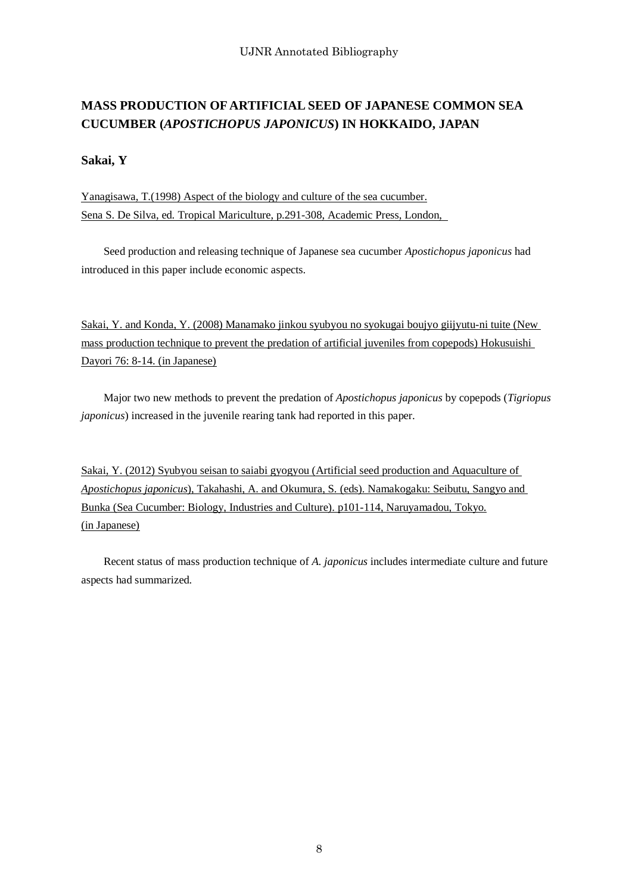## MASS PRODUCTION OF ARTIFICIAL SEED OF JAPANESE COMMON SEA CUCUMBER (*APOSTICHOPUS JAPONICUS*) IN HOKKAIDO, JAPAN

**Sakai, Y**

Yanagisawa, T.(1998) Aspect of the biology and culture of the sea cucumber. Sena S. De Silva, ed. Tropical Mariculture, p.291-308, Academic Press, London,

Seed production and releasing technique of Japanese sea cucumber *Apostichopus japonicus* had introduced in this paper include economic aspects.

Sakai, Y. and Konda, Y. (2008) Manamako jinkou syubyou no syokugai boujyo giijyutu-ni tuite (New mass production technique to prevent the predation of artificial juveniles from copepods) Hokusuishi Dayori 76: 8-14. (in Japanese)

Major two new methods to prevent the predation of *Apostichopus japonicus* by copepods (*Tigriopus japonicus*) increased in the juvenile rearing tank had reported in this paper.

Sakai, Y. (2012) Syubyou seisan to saiabi gyogyou (Artificial seed production and Aquaculture of *Apostichopus japonicus*), Takahashi, A. and Okumura, S. (eds). Namakogaku: Seibutu, Sangyo and Bunka (Sea Cucumber: Biology, Industries and Culture). p101-114, Naruyamadou, Tokyo. (in Japanese)

Recent status of mass production technique of *A. japonicus* includes intermediate culture and future aspects had summarized.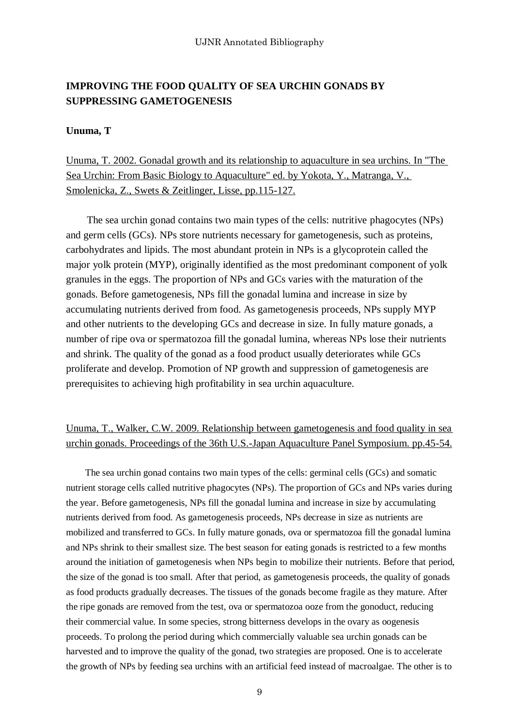## IMPROVING THE FOOD QUALITY OF SEA URCHIN GONADS BY SUPPRESSING GAMETOGENESIS

**Unuma, T**

Unuma, T. 2002. Gonadal growth and its relationship to aquaculture in sea urchins. In "The Sea Urchin: From Basic Biology to Aquaculture" ed. by Yokota, Y., Matranga, V., Smolenicka, Z., Swets & Zeitlinger, Lisse, pp.115-127.

The sea urchin gonad contains two main types of the cells: nutritive phagocytes (NPs) and germ cells (GCs). NPs store nutrients necessary for gametogenesis, such as proteins, carbohydrates and lipids. The most abundant protein in NPs is a glycoprotein called the major yolk protein (MYP), originally identified as the most predominant component of yolk granules in the eggs. The proportion of NPs and GCs varies with the maturation of the gonads. Before gametogenesis, NPs fill the gonadal lumina and increase in size by accumulating nutrients derived from food. As gametogenesis proceeds, NPs supply MYP and other nutrients to the developing GCs and decrease in size. In fully mature gonads, a number of ripe ova or spermatozoa fill the gonadal lumina, whereas NPs lose their nutrients and shrink. The quality of the gonad as a food product usually deteriorates while GCs proliferate and develop. Promotion of NP growth and suppression of gametogenesis are prerequisites to achieving high profitability in sea urchin aquaculture.

Unuma, T., Walker, C.W. 2009. Relationship between gametogenesis and food quality in sea urchin gonads. Proceedings of the 36th U.S.-Japan Aquaculture Panel Symposium. pp.45-54.

The sea urchin gonad contains two main types of the cells: germinal cells (GCs) and somatic nutrient storage cells called nutritive phagocytes (NPs). The proportion of GCs and NPs varies during the year. Before gametogenesis, NPs fill the gonadal lumina and increase in size by accumulating nutrients derived from food. As gametogenesis proceeds, NPs decrease in size as nutrients are mobilized and transferred to GCs. In fully mature gonads, ova or spermatozoa fill the gonadal lumina and NPs shrink to their smallest size. The best season for eating gonads is restricted to a few months around the initiation of gametogenesis when NPs begin to mobilize their nutrients. Before that period, the size of the gonad is too small. After that period, as gametogenesis proceeds, the quality of gonads as food products gradually decreases. The tissues of the gonads become fragile as they mature. After the ripe gonads are removed from the test, ova or spermatozoa ooze from the gonoduct, reducing their commercial value. In some species, strong bitterness develops in the ovary as oogenesis proceeds. To prolong the period during which commercially valuable sea urchin gonads can be harvested and to improve the quality of the gonad, two strategies are proposed. One is to accelerate the growth of NPs by feeding sea urchins with an artificial feed instead of macroalgae. The other is to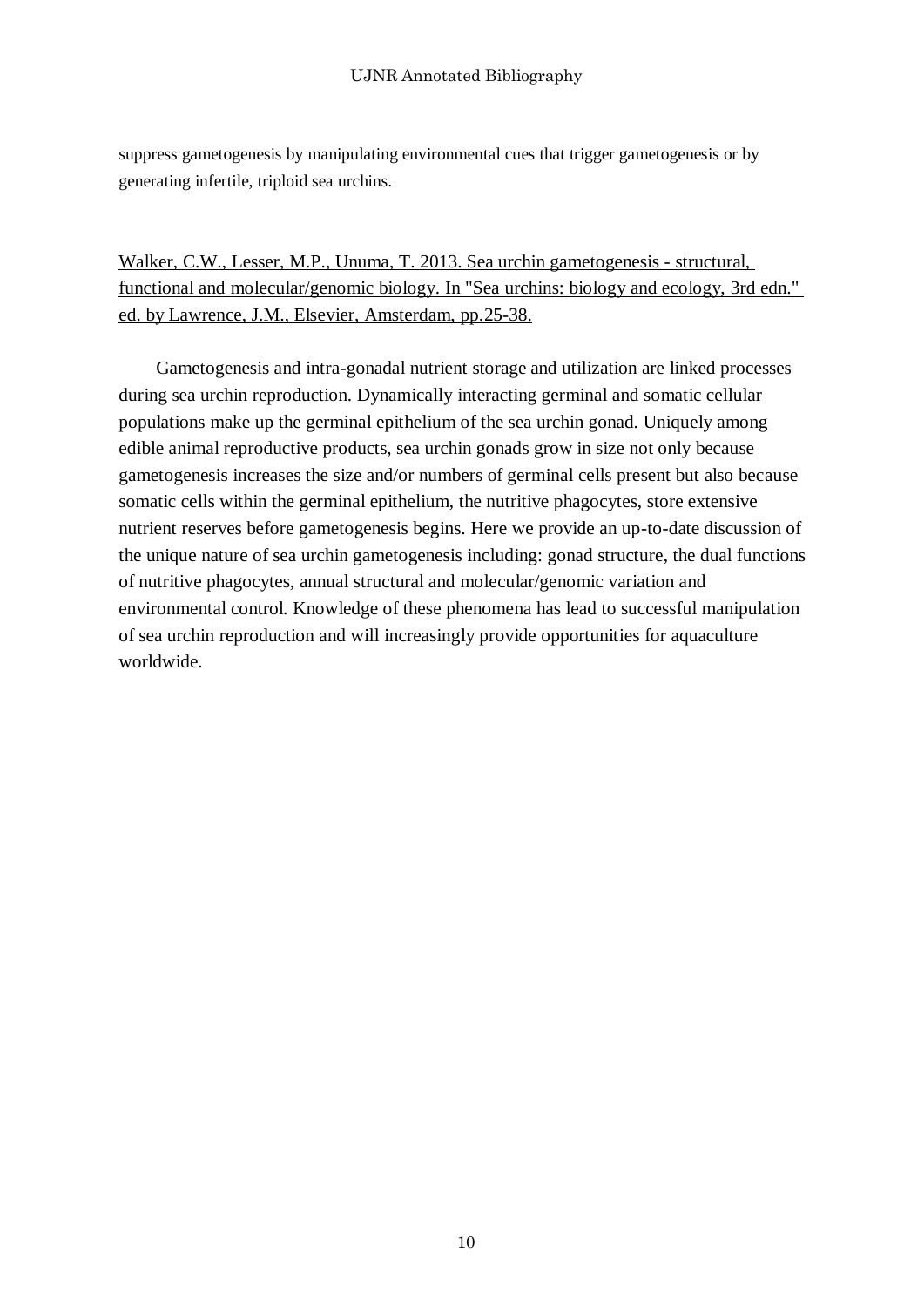suppress gametogenesis by manipulating environmental cues that trigger gametogenesis or by generating infertile, triploid sea urchins.

Walker, C.W., Lesser, M.P., Unuma, T. 2013. Sea urchin gametogenesis - structural, functional and molecular/genomic biology. In "Sea urchins: biology and ecology, 3rd edn." ed. by Lawrence, J.M., Elsevier, Amsterdam, pp.25-38.

Gametogenesis and intra-gonadal nutrient storage and utilization are linked processes during sea urchin reproduction. Dynamically interacting germinal and somatic cellular populations make up the germinal epithelium of the sea urchin gonad. Uniquely among edible animal reproductive products, sea urchin gonads grow in size not only because gametogenesis increases the size and/or numbers of germinal cells present but also because somatic cells within the germinal epithelium, the nutritive phagocytes, store extensive nutrient reserves before gametogenesis begins. Here we provide an up-to-date discussion of the unique nature of sea urchin gametogenesis including: gonad structure, the dual functions of nutritive phagocytes, annual structural and molecular/genomic variation and environmental control. Knowledge of these phenomena has lead to successful manipulation of sea urchin reproduction and will increasingly provide opportunities for aquaculture worldwide.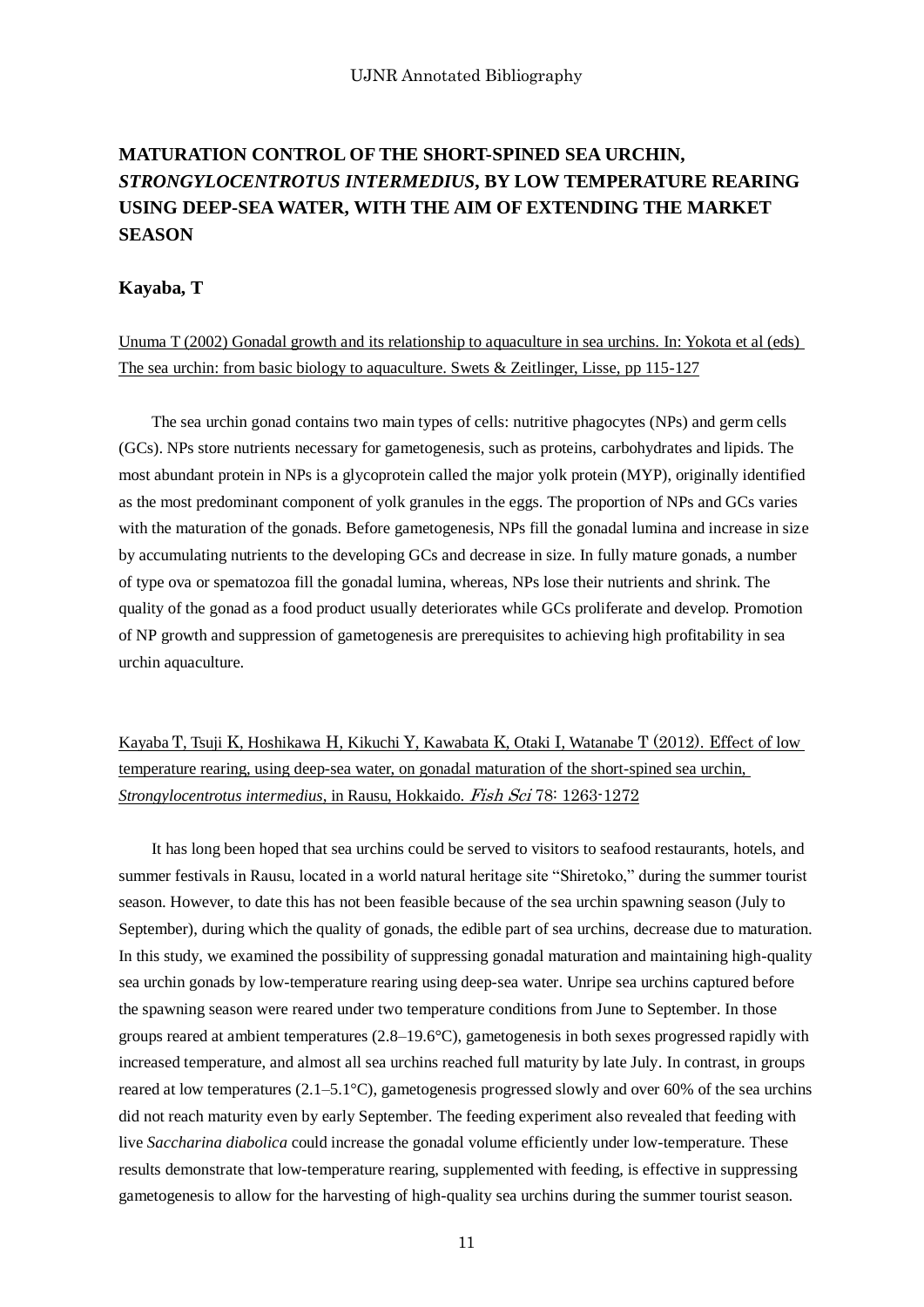# MATURATION CONTROL OF THE SHORT-SPINED SEA URCHIN, *STRONGYLOCENTROTUS INTERMEDIUS*, BY LOW TEMPERATURE REARING USING DEEP-SEA WATER, WITH THE AIM OF EXTENDING THE MARKET SEASON

## Kayaba, T

Unuma T (2002) Gonadal growth and its relationship to aquaculture in sea urchins. In: Yokota et al (eds) The sea urchin: from basic biology to aquaculture. Swets & Zeitlinger, Lisse, pp 115-127

The sea urchin gonad contains two main types of cells: nutritive phagocytes (NPs) and germ cells (GCs). NPs store nutrients necessary for gametogenesis, such as proteins, carbohydrates and lipids. The most abundant protein in NPs is a glycoprotein called the major yolk protein (MYP), originally identified as the most predominant component of yolk granules in the eggs. The proportion of NPs and GCs varies with the maturation of the gonads. Before gametogenesis, NPs fill the gonadal lumina and increase in size by accumulating nutrients to the developing GCs and decrease in size. In fully mature gonads, a number of type ova or spematozoa fill the gonadal lumina, whereas, NPs lose their nutrients and shrink. The quality of the gonad as a food product usually deteriorates while GCs proliferate and develop. Promotion of NP growth and suppression of gametogenesis are prerequisites to achieving high profitability in sea urchin aquaculture.

Kayaba T, Tsuji K, Hoshikawa H, Kikuchi Y, Kawabata K, Otaki I, Watanabe T (2012). Effect of low temperature rearing, using deep-sea water, on gonadal maturation of the short-spined sea urchin, *Strongylocentrotus intermedius*, in Rausu, Hokkaido. *Fish Sci* 78: 1263-1272

It has long been hoped that sea urchins could be served to visitors to seafood restaurants, hotels, and summer festivals in Rausu, located in a world natural heritage site "Shiretoko," during the summer tourist season. However, to date this has not been feasible because of the sea urchin spawning season (July to September), during which the quality of gonads, the edible part of sea urchins, decrease due to maturation. In this study, we examined the possibility of suppressing gonadal maturation and maintaining high-quality sea urchin gonads by low-temperature rearing using deep-sea water. Unripe sea urchins captured before the spawning season were reared under two temperature conditions from June to September. In those groups reared at ambient temperatures (2.8–19.6°C), gametogenesis in both sexes progressed rapidly with increased temperature, and almost all sea urchins reached full maturity by late July. In contrast, in groups reared at low temperatures (2.1–5.1°C), gametogenesis progressed slowly and over 60% of the sea urchins did not reach maturity even by early September. The feeding experiment also revealed that feeding with live *Saccharina diabolica* could increase the gonadal volume efficiently under low-temperature. These results demonstrate that low-temperature rearing, supplemented with feeding, is effective in suppressing gametogenesis to allow for the harvesting of high-quality sea urchins during the summer tourist season.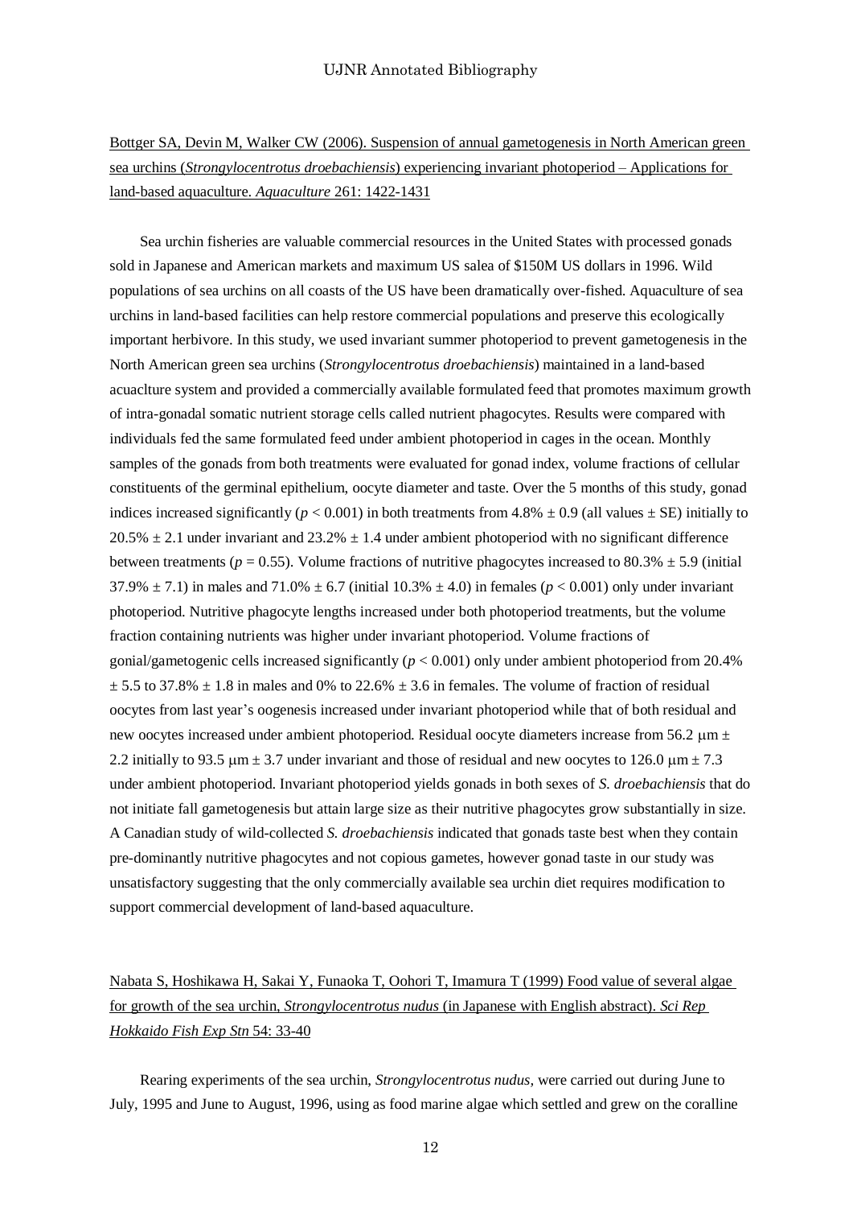Bottger SA, Devin M, Walker CW (2006). Suspension of annual gametogenesis in North American green sea urchins (*Strongylocentrotus droebachiensis*) experiencing invariant photoperiod – Applications for land-based aquaculture. *Aquaculture* 261: 1422-1431

Sea urchin fisheries are valuable commercial resources in the United States with processed gonads sold in Japanese and American markets and maximum US salea of $150M US dollars in 1996. Wild populations of sea urchins on all coasts of the US have been dramatically over-fished. Aquaculture of sea urchins in land-based facilities can help restore commercial populations and preserve this ecologically important herbivore. In this study, we used invariant summer photoperiod to prevent gametogenesis in the North American green sea urchins (*Strongylocentrotus droebachiensis*) maintained in a land-based acuaclture system and provided a commercially available formulated feed that promotes maximum growth of intra-gonadal somatic nutrient storage cells called nutrient phagocytes. Results were compared with individuals fed the same formulated feed under ambient photoperiod in cages in the ocean. Monthly samples of the gonads from both treatments were evaluated for gonad index, volume fractions of cellular constituents of the germinal epithelium, oocyte diameter and taste. Over the 5 months of this study, gonad indices increased significantly ($p < 0.001$) in both treatments from 4.8% ± 0.9 (all values ± SE) initially to 20.5% ± 2.1 under invariant and 23.2% ± 1.4 under ambient photoperiod with no significant difference between treatments ($p = 0.55$). Volume fractions of nutritive phagocytes increased to 80.3% ± 5.9 (initial 37.9% ± 7.1) in males and 71.0% ± 6.7 (initial 10.3% ± 4.0) in females ($p < 0.001$) only under invariant photoperiod. Nutritive phagocyte lengths increased under both photoperiod treatments, but the volume fraction containing nutrients was higher under invariant photoperiod. Volume fractions of gonial/gametogenic cells increased significantly ($p < 0.001$) only under ambient photoperiod from 20.4% ± 5.5 to 37.8% ± 1.8 in males and 0% to 22.6% ± 3.6 in females. The volume of fraction of residual oocytes from last year's oogenesis increased under invariant photoperiod while that of both residual and new oocytes increased under ambient photoperiod. Residual oocyte diameters increase from 56.2 μm ± 2.2 initially to 93.5 μm ± 3.7 under invariant and those of residual and new oocytes to 126.0 μm ± 7.3 under ambient photoperiod. Invariant photoperiod yields gonads in both sexes of *S. droebachiensis* that do not initiate fall gametogenesis but attain large size as their nutritive phagocytes grow substantially in size. A Canadian study of wild-collected *S. droebachiensis* indicated that gonads taste best when they contain pre-dominantly nutritive phagocytes and not copious gametes, however gonad taste in our study was unsatisfactory suggesting that the only commercially available sea urchin diet requires modification to support commercial development of land-based aquaculture.

Nabata S, Hoshikawa H, Sakai Y, Funaoka T, Oohori T, Imamura T (1999) Food value of several algae for growth of the sea urchin, *Strongylocentrotus nudus* (in Japanese with English abstract). *Sci Rep Hokkaido Fish Exp Stn* 54: 33-40

Rearing experiments of the sea urchin, *Strongylocentrotus nudus,* were carried out during June to July, 1995 and June to August, 1996, using as food marine algae which settled and grew on the coralline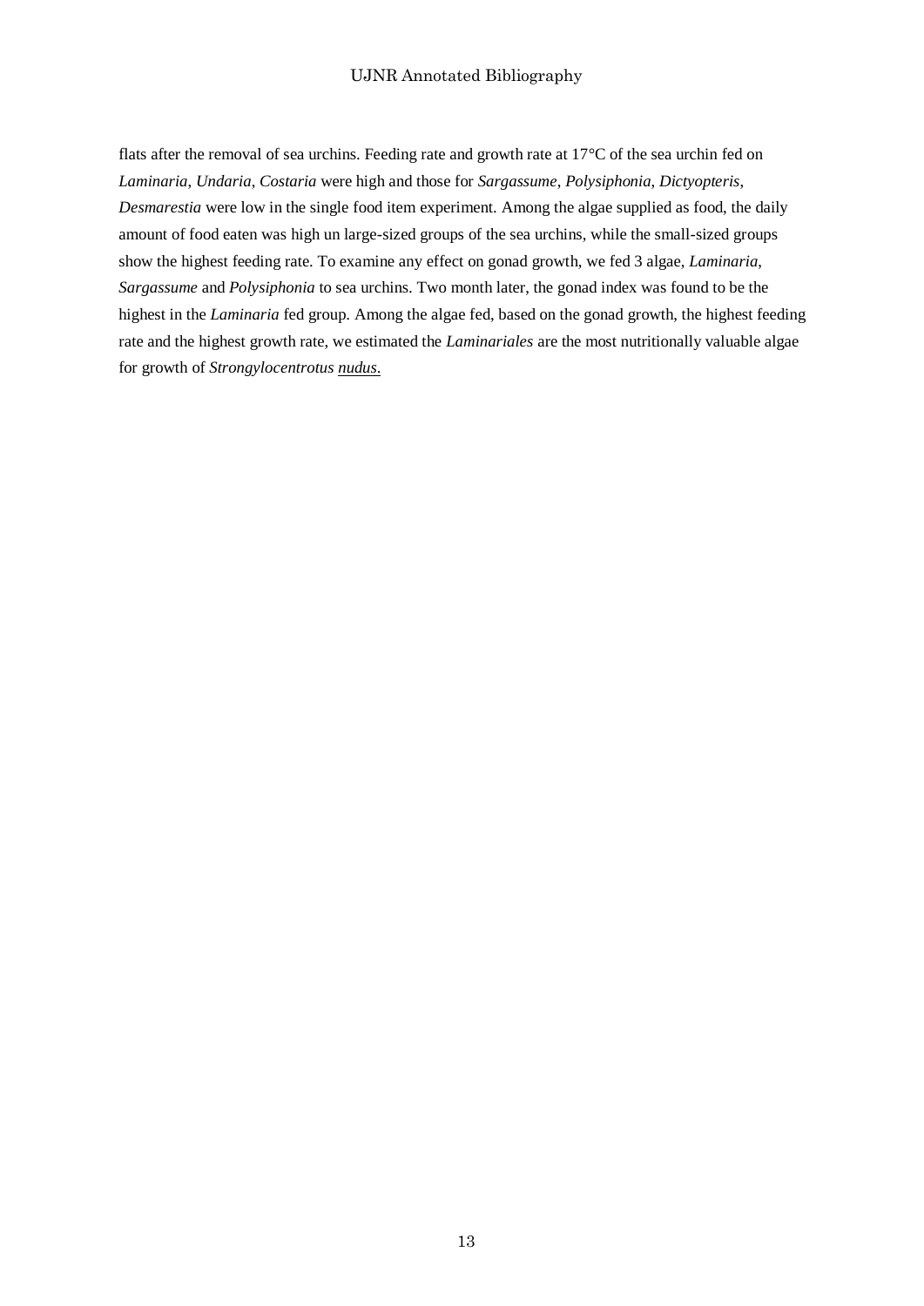flats after the removal of sea urchins. Feeding rate and growth rate at 17°C of the sea urchin fed on *Laminaria*, *Undaria*, *Costaria* were high and those for *Sargassume*, *Polysiphonia*, *Dictyopteris*, *Desmarestia* were low in the single food item experiment. Among the algae supplied as food, the daily amount of food eaten was high un large-sized groups of the sea urchins, while the small-sized groups show the highest feeding rate. To examine any effect on gonad growth, we fed 3 algae, *Laminaria*, *Sargassume* and *Polysiphonia* to sea urchins. Two month later, the gonad index was found to be the highest in the *Laminaria* fed group. Among the algae fed, based on the gonad growth, the highest feeding rate and the highest growth rate, we estimated the *Laminariales* are the most nutritionally valuable algae for growth of *Strongylocentrotus nudus*.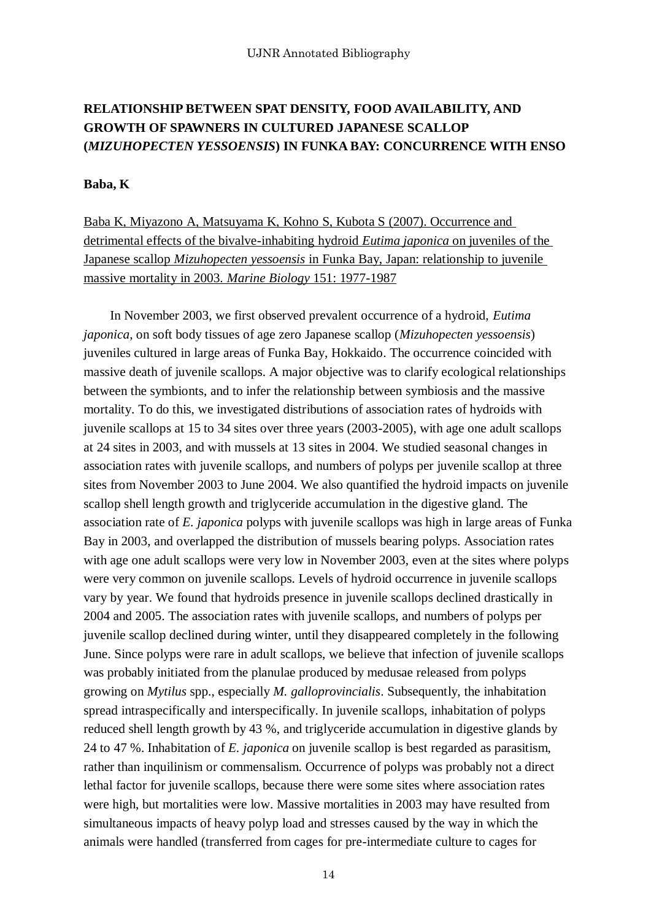## RELATIONSHIP BETWEEN SPAT DENSITY, FOOD AVAILABILITY, AND GROWTH OF SPAWNERS IN CULTURED JAPANESE SCALLOP (*MIZUHOPECTEN YESSOENSIS*) IN FUNKA BAY: CONCURRENCE WITH ENSO

**Baba, K**

<u>Baba K, Miyazono A, Matsuyama K, Kohno S, Kubota S (2007). Occurrence and detrimental effects of the bivalve-inhabiting hydroid *Eutima japonica* on juveniles of the Japanese scallop *Mizuhopecten yessoensis* in Funka Bay, Japan: relationship to juvenile massive mortality in 2003. *Marine Biology* 151: 1977-1987</u>

In November 2003, we first observed prevalent occurrence of a hydroid, *Eutima japonica*, on soft body tissues of age zero Japanese scallop (*Mizuhopecten yessoensis*) juveniles cultured in large areas of Funka Bay, Hokkaido. The occurrence coincided with massive death of juvenile scallops. A major objective was to clarify ecological relationships between the symbionts, and to infer the relationship between symbiosis and the massive mortality. To do this, we investigated distributions of association rates of hydroids with juvenile scallops at 15 to 34 sites over three years (2003-2005), with age one adult scallops at 24 sites in 2003, and with mussels at 13 sites in 2004. We studied seasonal changes in association rates with juvenile scallops, and numbers of polyps per juvenile scallop at three sites from November 2003 to June 2004. We also quantified the hydroid impacts on juvenile scallop shell length growth and triglyceride accumulation in the digestive gland. The association rate of *E. japonica* polyps with juvenile scallops was high in large areas of Funka Bay in 2003, and overlapped the distribution of mussels bearing polyps. Association rates with age one adult scallops were very low in November 2003, even at the sites where polyps were very common on juvenile scallops. Levels of hydroid occurrence in juvenile scallops vary by year. We found that hydroids presence in juvenile scallops declined drastically in 2004 and 2005. The association rates with juvenile scallops, and numbers of polyps per juvenile scallop declined during winter, until they disappeared completely in the following June. Since polyps were rare in adult scallops, we believe that infection of juvenile scallops was probably initiated from the planulae produced by medusae released from polyps growing on *Mytilus* spp., especially *M. galloprovincialis*. Subsequently, the inhabitation spread intraspecifically and interspecifically. In juvenile scallops, inhabitation of polyps reduced shell length growth by 43 %, and triglyceride accumulation in digestive glands by 24 to 47 %. Inhabitation of *E. japonica* on juvenile scallop is best regarded as parasitism, rather than inquilinism or commensalism. Occurrence of polyps was probably not a direct lethal factor for juvenile scallops, because there were some sites where association rates were high, but mortalities were low. Massive mortalities in 2003 may have resulted from simultaneous impacts of heavy polyp load and stresses caused by the way in which the animals were handled (transferred from cages for pre-intermediate culture to cages for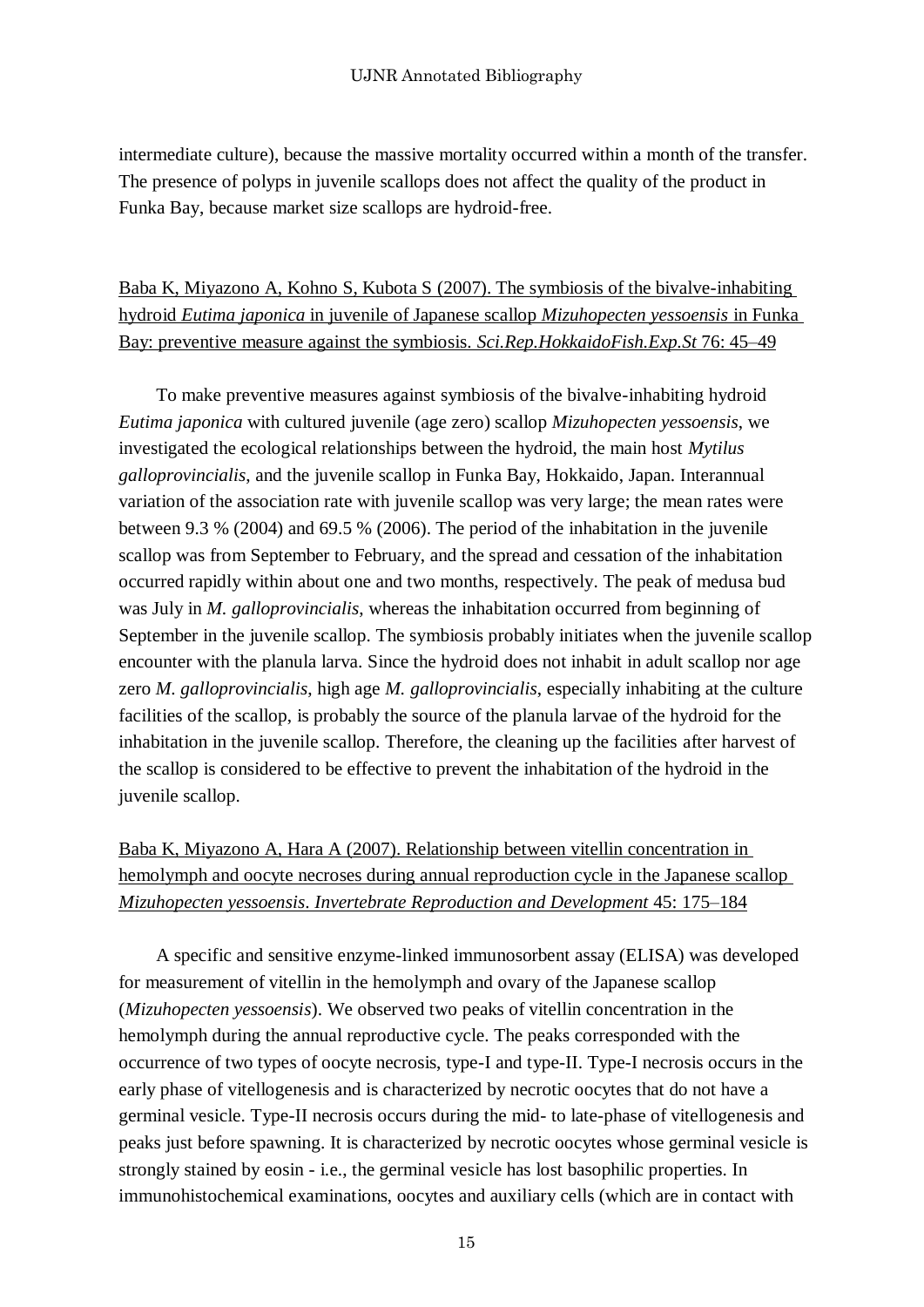intermediate culture), because the massive mortality occurred within a month of the transfer. The presence of polyps in juvenile scallops does not affect the quality of the product in Funka Bay, because market size scallops are hydroid-free.

Baba K, Miyazono A, Kohno S, Kubota S (2007). The symbiosis of the bivalve-inhabiting hydroid *Eutima japonica* in juvenile of Japanese scallop *Mizuhopecten yessoensis* in Funka Bay: preventive measure against the symbiosis. *Sci.Rep.HokkaidoFish.Exp.St* 76: 45–49

To make preventive measures against symbiosis of the bivalve-inhabiting hydroid *Eutima japonica* with cultured juvenile (age zero) scallop *Mizuhopecten yessoensis*, we investigated the ecological relationships between the hydroid, the main host *Mytilus galloprovincialis*, and the juvenile scallop in Funka Bay, Hokkaido, Japan. Interannual variation of the association rate with juvenile scallop was very large; the mean rates were between 9.3 % (2004) and 69.5 % (2006). The period of the inhabitation in the juvenile scallop was from September to February, and the spread and cessation of the inhabitation occurred rapidly within about one and two months, respectively. The peak of medusa bud was July in *M. galloprovincialis*, whereas the inhabitation occurred from beginning of September in the juvenile scallop. The symbiosis probably initiates when the juvenile scallop encounter with the planula larva. Since the hydroid does not inhabit in adult scallop nor age zero *M. galloprovincialis*, high age *M. galloprovincialis*, especially inhabiting at the culture facilities of the scallop, is probably the source of the planula larvae of the hydroid for the inhabitation in the juvenile scallop. Therefore, the cleaning up the facilities after harvest of the scallop is considered to be effective to prevent the inhabitation of the hydroid in the juvenile scallop.

Baba K, Miyazono A, Hara A (2007). Relationship between vitellin concentration in hemolymph and oocyte necroses during annual reproduction cycle in the Japanese scallop *Mizuhopecten yessoensis*. *Invertebrate Reproduction and Development* 45: 175–184

A specific and sensitive enzyme-linked immunosorbent assay (ELISA) was developed for measurement of vitellin in the hemolymph and ovary of the Japanese scallop (*Mizuhopecten yessoensis*). We observed two peaks of vitellin concentration in the hemolymph during the annual reproductive cycle. The peaks corresponded with the occurrence of two types of oocyte necrosis, type-I and type-II. Type-I necrosis occurs in the early phase of vitellogenesis and is characterized by necrotic oocytes that do not have a germinal vesicle. Type-II necrosis occurs during the mid- to late-phase of vitellogenesis and peaks just before spawning. It is characterized by necrotic oocytes whose germinal vesicle is strongly stained by eosin - i.e., the germinal vesicle has lost basophilic properties. In immunohistochemical examinations, oocytes and auxiliary cells (which are in contact with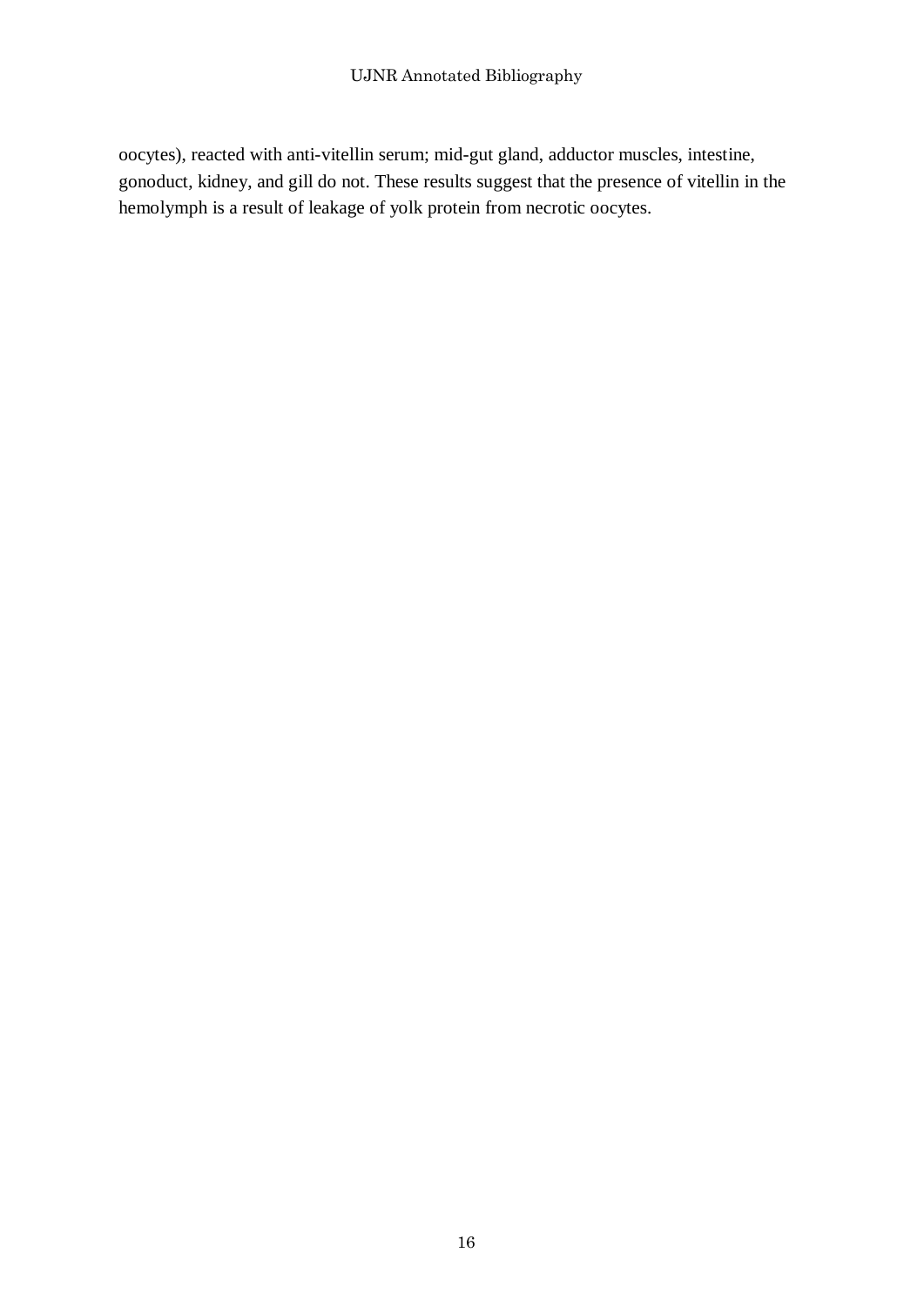oocytes), reacted with anti-vitellin serum; mid-gut gland, adductor muscles, intestine, gonoduct, kidney, and gill do not. These results suggest that the presence of vitellin in the hemolymph is a result of leakage of yolk protein from necrotic oocytes.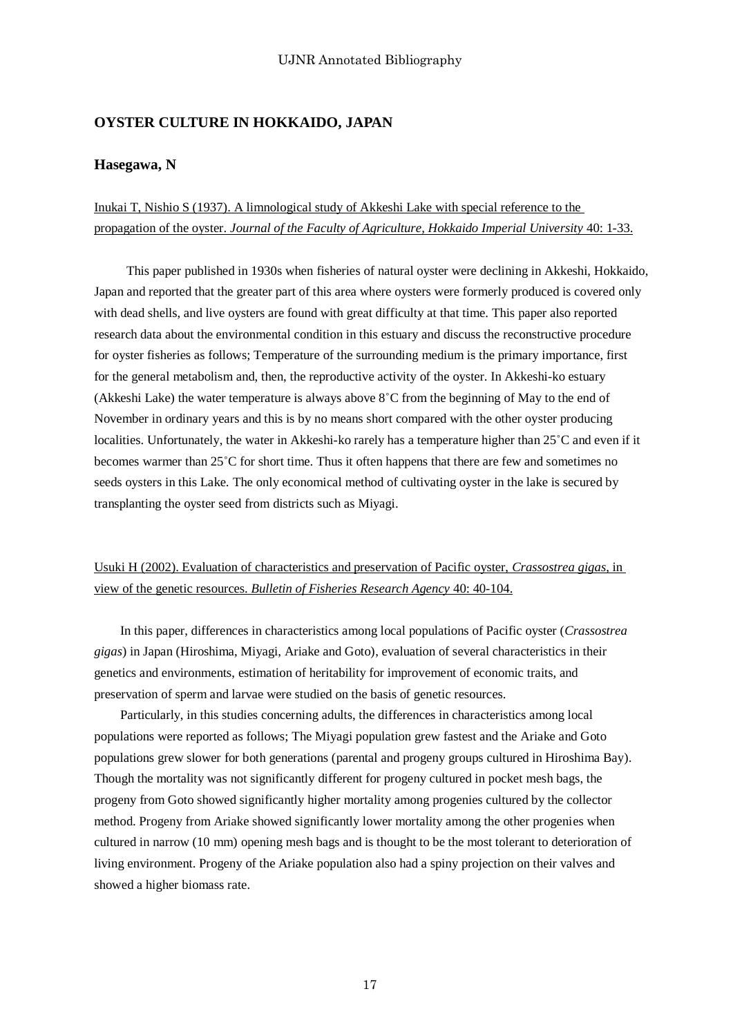## OYSTER CULTURE IN HOKKAIDO, JAPAN

### Hasegawa, N

Inukai T, Nishio S (1937). A limnological study of Akkeshi Lake with special reference to the propagation of the oyster. *Journal of the Faculty of Agriculture, Hokkaido Imperial University* 40: 1-33.

This paper published in 1930s when fisheries of natural oyster were declining in Akkeshi, Hokkaido, Japan and reported that the greater part of this area where oysters were formerly produced is covered only with dead shells, and live oysters are found with great difficulty at that time. This paper also reported research data about the environmental condition in this estuary and discuss the reconstructive procedure for oyster fisheries as follows; Temperature of the surrounding medium is the primary importance, first for the general metabolism and, then, the reproductive activity of the oyster. In Akkeshi-ko estuary (Akkeshi Lake) the water temperature is always above 8˚C from the beginning of May to the end of November in ordinary years and this is by no means short compared with the other oyster producing localities. Unfortunately, the water in Akkeshi-ko rarely has a temperature higher than 25˚C and even if it becomes warmer than 25˚C for short time. Thus it often happens that there are few and sometimes no seeds oysters in this Lake. The only economical method of cultivating oyster in the lake is secured by transplanting the oyster seed from districts such as Miyagi.

Usuki H (2002). Evaluation of characteristics and preservation of Pacific oyster, *Crassostrea gigas*, in view of the genetic resources. *Bulletin of Fisheries Research Agency* 40: 40-104.

In this paper, differences in characteristics among local populations of Pacific oyster (*Crassostrea gigas*) in Japan (Hiroshima, Miyagi, Ariake and Goto), evaluation of several characteristics in their genetics and environments, estimation of heritability for improvement of economic traits, and preservation of sperm and larvae were studied on the basis of genetic resources.

Particularly, in this studies concerning adults, the differences in characteristics among local populations were reported as follows; The Miyagi population grew fastest and the Ariake and Goto populations grew slower for both generations (parental and progeny groups cultured in Hiroshima Bay). Though the mortality was not significantly different for progeny cultured in pocket mesh bags, the progeny from Goto showed significantly higher mortality among progenies cultured by the collector method. Progeny from Ariake showed significantly lower mortality among the other progenies when cultured in narrow (10 mm) opening mesh bags and is thought to be the most tolerant to deterioration of living environment. Progeny of the Ariake population also had a spiny projection on their valves and showed a higher biomass rate.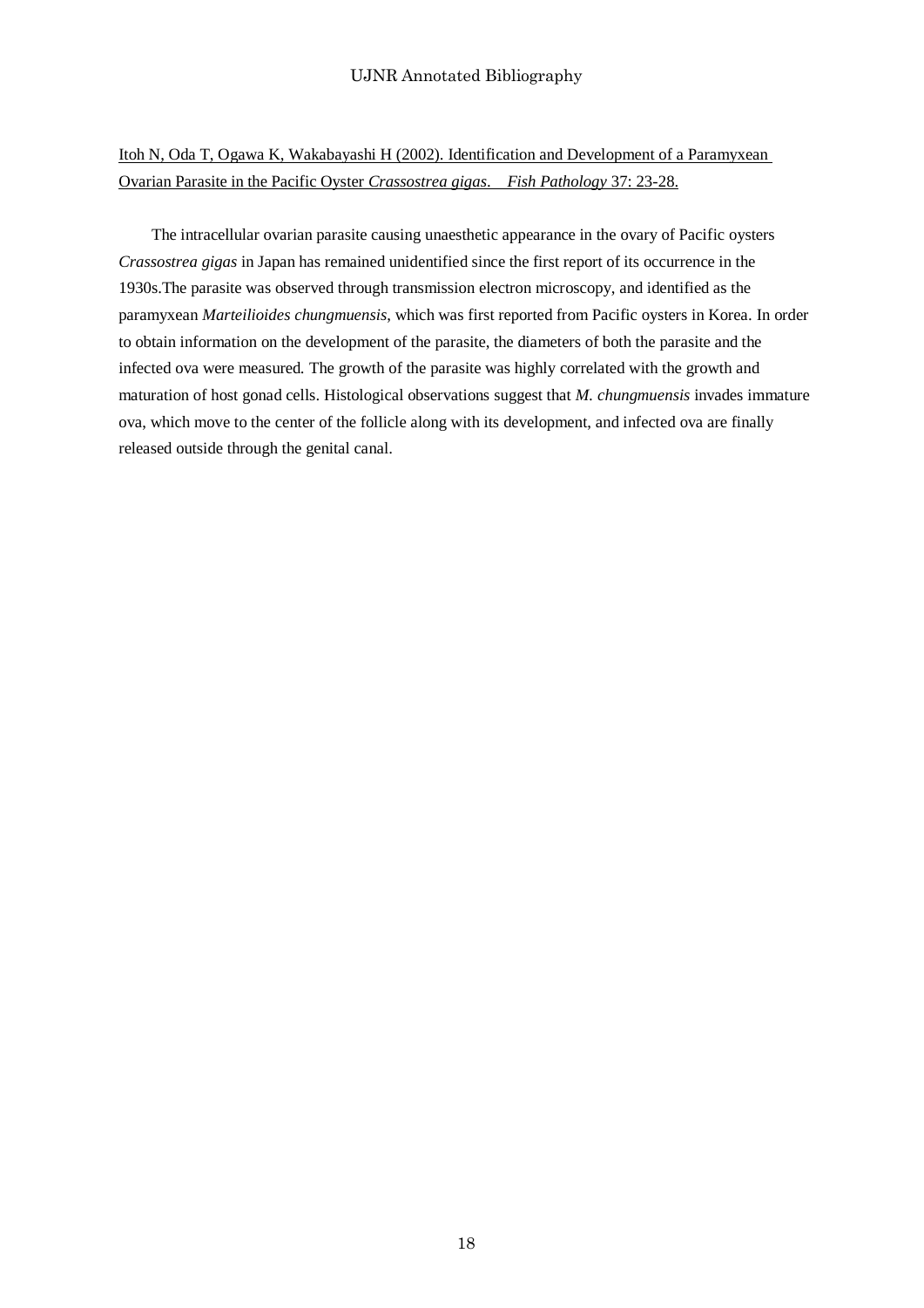Itoh N, Oda T, Ogawa K, Wakabayashi H (2002). Identification and Development of a Paramyxean Ovarian Parasite in the Pacific Oyster *Crassostrea gigas*. *Fish Pathology* 37: 23-28.

The intracellular ovarian parasite causing unaesthetic appearance in the ovary of Pacific oysters *Crassostrea gigas* in Japan has remained unidentified since the first report of its occurrence in the 1930s.The parasite was observed through transmission electron microscopy, and identified as the paramyxean *Marteilioides chungmuensis*, which was first reported from Pacific oysters in Korea. In order to obtain information on the development of the parasite, the diameters of both the parasite and the infected ova were measured. The growth of the parasite was highly correlated with the growth and maturation of host gonad cells. Histological observations suggest that *M. chungmuensis* invades immature ova, which move to the center of the follicle along with its development, and infected ova are finally released outside through the genital canal.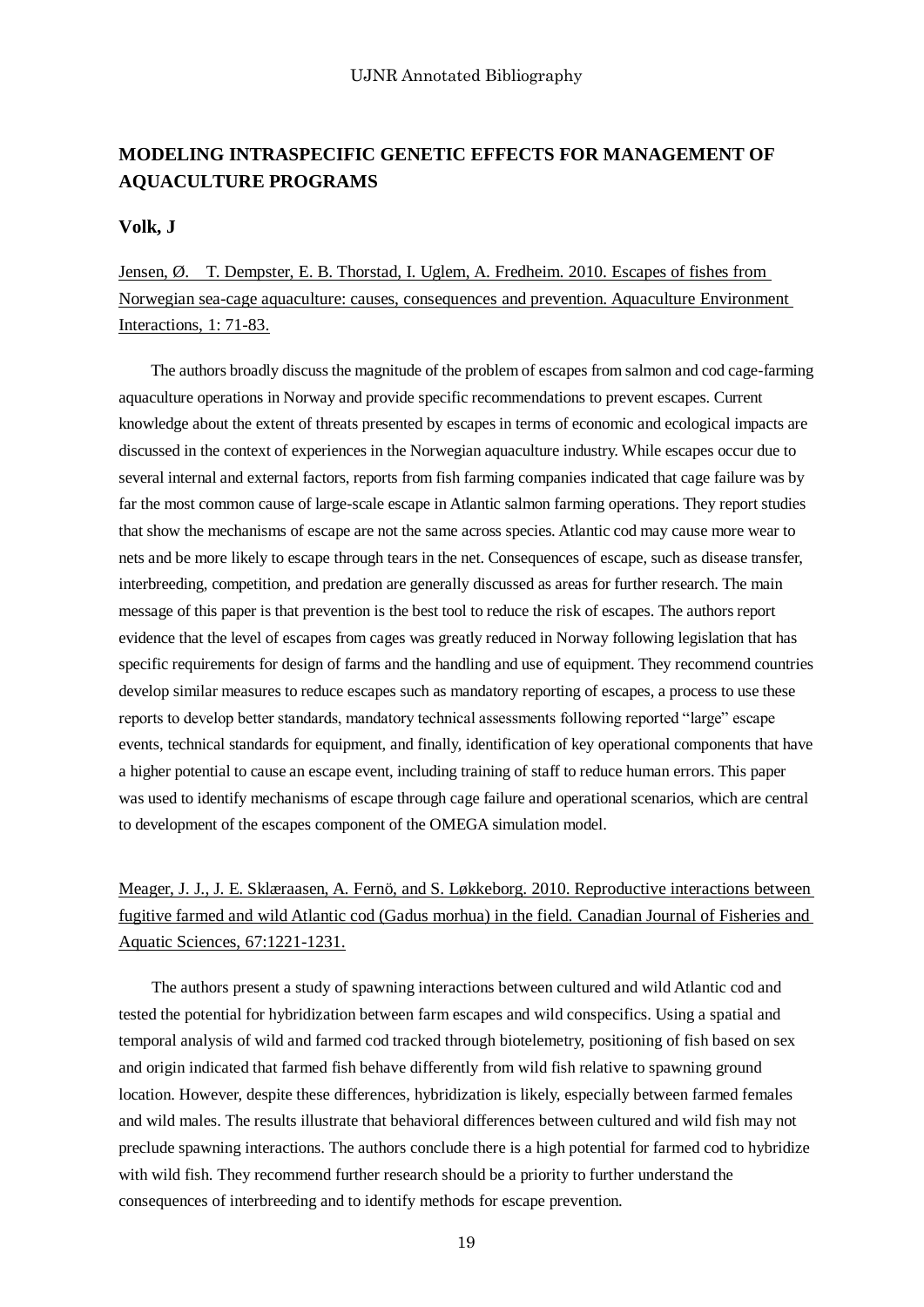## MODELING INTRASPECIFIC GENETIC EFFECTS FOR MANAGEMENT OF AQUACULTURE PROGRAMS

**Volk, J**

Jensen, Ø. T. Dempster, E. B. Thorstad, I. Uglem, A. Fredheim. 2010. Escapes of fishes from Norwegian sea-cage aquaculture: causes, consequences and prevention. Aquaculture Environment Interactions, 1: 71-83.

The authors broadly discuss the magnitude of the problem of escapes from salmon and cod cage-farming aquaculture operations in Norway and provide specific recommendations to prevent escapes. Current knowledge about the extent of threats presented by escapes in terms of economic and ecological impacts are discussed in the context of experiences in the Norwegian aquaculture industry. While escapes occur due to several internal and external factors, reports from fish farming companies indicated that cage failure was by far the most common cause of large-scale escape in Atlantic salmon farming operations. They report studies that show the mechanisms of escape are not the same across species. Atlantic cod may cause more wear to nets and be more likely to escape through tears in the net. Consequences of escape, such as disease transfer, interbreeding, competition, and predation are generally discussed as areas for further research. The main message of this paper is that prevention is the best tool to reduce the risk of escapes. The authors report evidence that the level of escapes from cages was greatly reduced in Norway following legislation that has specific requirements for design of farms and the handling and use of equipment. They recommend countries develop similar measures to reduce escapes such as mandatory reporting of escapes, a process to use these reports to develop better standards, mandatory technical assessments following reported "large" escape events, technical standards for equipment, and finally, identification of key operational components that have a higher potential to cause an escape event, including training of staff to reduce human errors. This paper was used to identify mechanisms of escape through cage failure and operational scenarios, which are central to development of the escapes component of the OMEGA simulation model.

Meager, J. J., J. E. Sklæraasen, A. Fernö, and S. Løkkeborg. 2010. Reproductive interactions between fugitive farmed and wild Atlantic cod (Gadus morhua) in the field. Canadian Journal of Fisheries and Aquatic Sciences, 67:1221-1231.

The authors present a study of spawning interactions between cultured and wild Atlantic cod and tested the potential for hybridization between farm escapes and wild conspecifics. Using a spatial and temporal analysis of wild and farmed cod tracked through biotelemetry, positioning of fish based on sex and origin indicated that farmed fish behave differently from wild fish relative to spawning ground location. However, despite these differences, hybridization is likely, especially between farmed females and wild males. The results illustrate that behavioral differences between cultured and wild fish may not preclude spawning interactions. The authors conclude there is a high potential for farmed cod to hybridize with wild fish. They recommend further research should be a priority to further understand the consequences of interbreeding and to identify methods for escape prevention.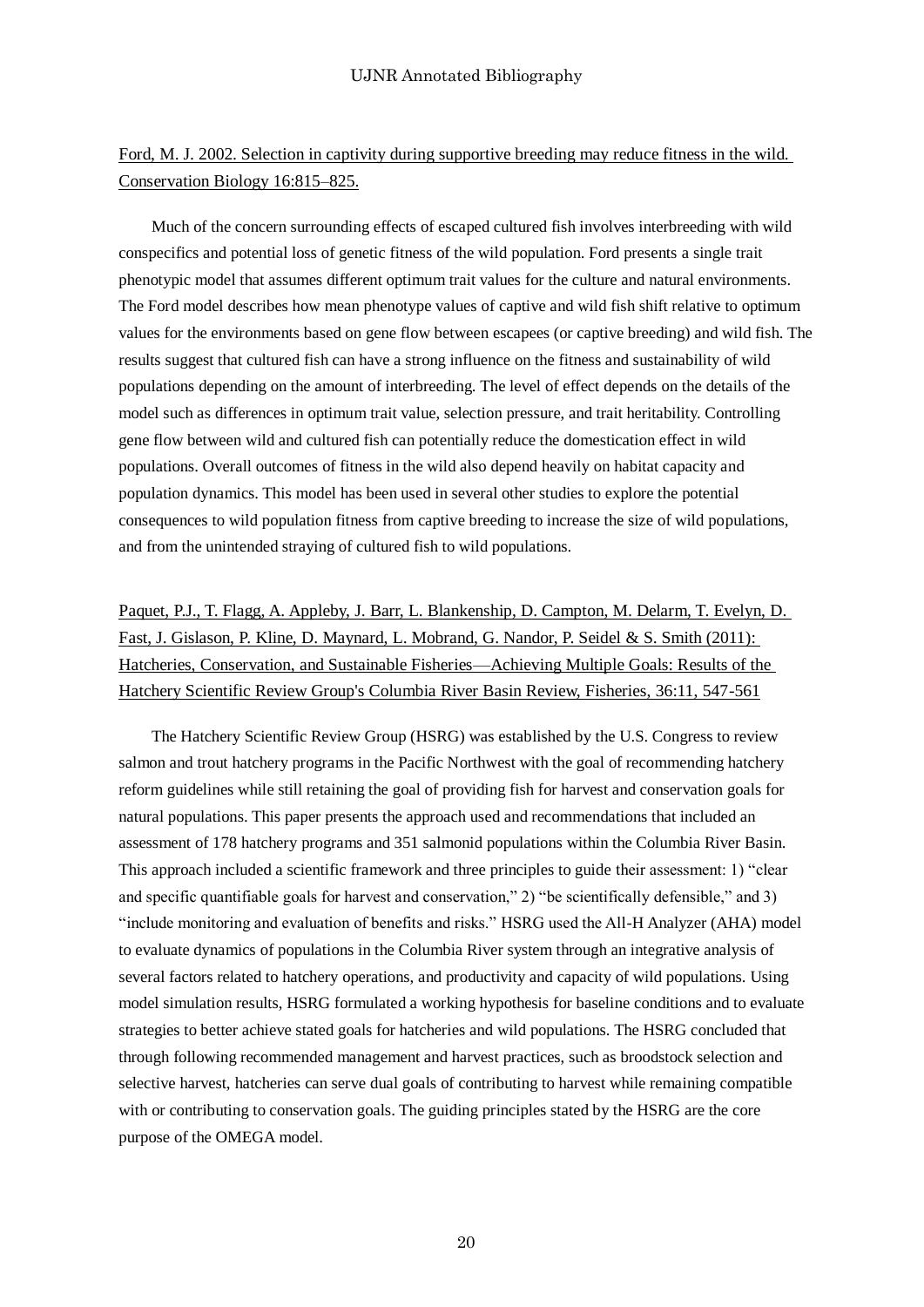Ford, M. J. 2002. Selection in captivity during supportive breeding may reduce fitness in the wild. Conservation Biology 16:815–825.

Much of the concern surrounding effects of escaped cultured fish involves interbreeding with wild conspecifics and potential loss of genetic fitness of the wild population. Ford presents a single trait phenotypic model that assumes different optimum trait values for the culture and natural environments. The Ford model describes how mean phenotype values of captive and wild fish shift relative to optimum values for the environments based on gene flow between escapees (or captive breeding) and wild fish. The results suggest that cultured fish can have a strong influence on the fitness and sustainability of wild populations depending on the amount of interbreeding. The level of effect depends on the details of the model such as differences in optimum trait value, selection pressure, and trait heritability. Controlling gene flow between wild and cultured fish can potentially reduce the domestication effect in wild populations. Overall outcomes of fitness in the wild also depend heavily on habitat capacity and population dynamics. This model has been used in several other studies to explore the potential consequences to wild population fitness from captive breeding to increase the size of wild populations, and from the unintended straying of cultured fish to wild populations.

Paquet, P.J., T. Flagg, A. Appleby, J. Barr, L. Blankenship, D. Campton, M. Delarm, T. Evelyn, D. Fast, J. Gislason, P. Kline, D. Maynard, L. Mobrand, G. Nandor, P. Seidel & S. Smith (2011): Hatcheries, Conservation, and Sustainable Fisheries—Achieving Multiple Goals: Results of the Hatchery Scientific Review Group's Columbia River Basin Review, Fisheries, 36:11, 547-561

The Hatchery Scientific Review Group (HSRG) was established by the U.S. Congress to review salmon and trout hatchery programs in the Pacific Northwest with the goal of recommending hatchery reform guidelines while still retaining the goal of providing fish for harvest and conservation goals for natural populations. This paper presents the approach used and recommendations that included an assessment of 178 hatchery programs and 351 salmonid populations within the Columbia River Basin. This approach included a scientific framework and three principles to guide their assessment: 1) "clear and specific quantifiable goals for harvest and conservation," 2) "be scientifically defensible," and 3) "include monitoring and evaluation of benefits and risks." HSRG used the All-H Analyzer (AHA) model to evaluate dynamics of populations in the Columbia River system through an integrative analysis of several factors related to hatchery operations, and productivity and capacity of wild populations. Using model simulation results, HSRG formulated a working hypothesis for baseline conditions and to evaluate strategies to better achieve stated goals for hatcheries and wild populations. The HSRG concluded that through following recommended management and harvest practices, such as broodstock selection and selective harvest, hatcheries can serve dual goals of contributing to harvest while remaining compatible with or contributing to conservation goals. The guiding principles stated by the HSRG are the core purpose of the OMEGA model.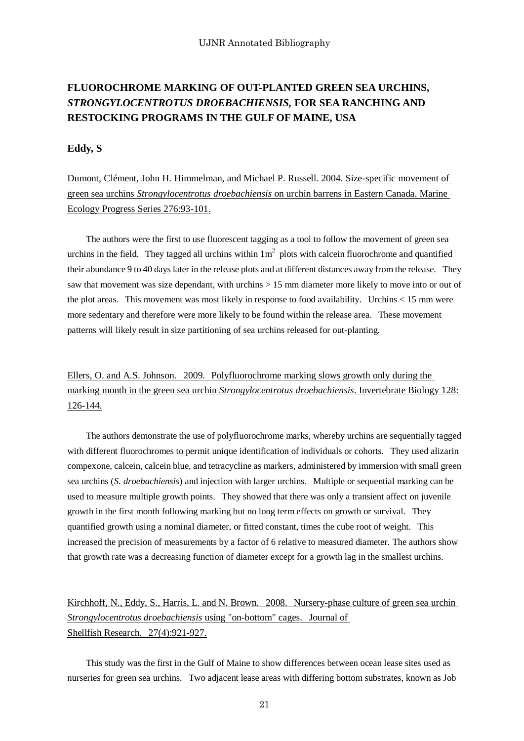## FLUOROCHROME MARKING OF OUT-PLANTED GREEN SEA URCHINS, *STRONGYLOCENTROTUS DROEBACHIENSIS*, FOR SEA RANCHING AND RESTOCKING PROGRAMS IN THE GULF OF MAINE, USA

**Eddy, S**

Dumont, Clément, John H. Himmelman, and Michael P. Russell. 2004. Size-specific movement of green sea urchins *Strongylocentrotus droebachiensis* on urchin barrens in Eastern Canada. Marine Ecology Progress Series 276:93-101.

The authors were the first to use fluorescent tagging as a tool to follow the movement of green sea urchins in the field. They tagged all urchins within $1m^2$ plots with calcein fluorochrome and quantified their abundance 9 to 40 days later in the release plots and at different distances away from the release. They saw that movement was size dependant, with urchins > 15 mm diameter more likely to move into or out of the plot areas. This movement was most likely in response to food availability. Urchins < 15 mm were more sedentary and therefore were more likely to be found within the release area. These movement patterns will likely result in size partitioning of sea urchins released for out-planting.

Ellers, O. and A.S. Johnson. 2009. Polyfluorochrome marking slows growth only during the marking month in the green sea urchin *Strongylocentrotus droebachiensis*. Invertebrate Biology 128: 126-144.

The authors demonstrate the use of polyfluorochrome marks, whereby urchins are sequentially tagged with different fluorochromes to permit unique identification of individuals or cohorts. They used alizarin compexone, calcein, calcein blue, and tetracycline as markers, administered by immersion with small green sea urchins (*S. droebachiensis*) and injection with larger urchins. Multiple or sequential marking can be used to measure multiple growth points. They showed that there was only a transient affect on juvenile growth in the first month following marking but no long term effects on growth or survival. They quantified growth using a nominal diameter, or fitted constant, times the cube root of weight. This increased the precision of measurements by a factor of 6 relative to measured diameter. The authors show that growth rate was a decreasing function of diameter except for a growth lag in the smallest urchins.

Kirchhoff, N., Eddy, S., Harris, L. and N. Brown. 2008. Nursery-phase culture of green sea urchin *Strongylocentrotus droebachiensis* using "on-bottom" cages. Journal of Shellfish Research. 27(4):921-927.

This study was the first in the Gulf of Maine to show differences between ocean lease sites used as nurseries for green sea urchins. Two adjacent lease areas with differing bottom substrates, known as Job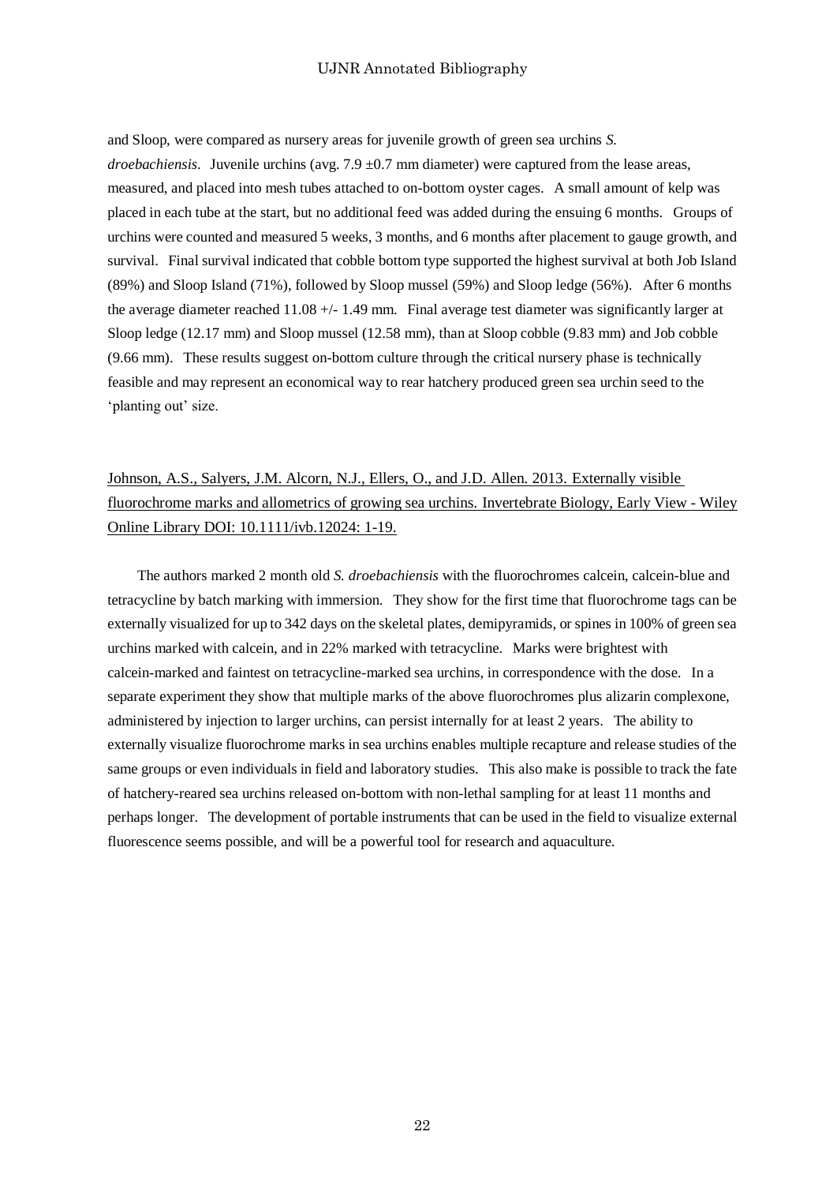and Sloop, were compared as nursery areas for juvenile growth of green sea urchins *S. droebachiensis*. Juvenile urchins (avg. 7.9 ±0.7 mm diameter) were captured from the lease areas, measured, and placed into mesh tubes attached to on-bottom oyster cages. A small amount of kelp was placed in each tube at the start, but no additional feed was added during the ensuing 6 months. Groups of urchins were counted and measured 5 weeks, 3 months, and 6 months after placement to gauge growth, and survival. Final survival indicated that cobble bottom type supported the highest survival at both Job Island (89%) and Sloop Island (71%), followed by Sloop mussel (59%) and Sloop ledge (56%). After 6 months the average diameter reached 11.08 +/- 1.49 mm. Final average test diameter was significantly larger at Sloop ledge (12.17 mm) and Sloop mussel (12.58 mm), than at Sloop cobble (9.83 mm) and Job cobble (9.66 mm). These results suggest on-bottom culture through the critical nursery phase is technically feasible and may represent an economical way to rear hatchery produced green sea urchin seed to the 'planting out' size.

Johnson, A.S., Salyers, J.M. Alcorn, N.J., Ellers, O., and J.D. Allen. 2013. Externally visible fluorochrome marks and allometrics of growing sea urchins. Invertebrate Biology, Early View - Wiley Online Library DOI: 10.1111/ivb.12024: 1-19.

The authors marked 2 month old *S. droebachiensis* with the fluorochromes calcein, calcein-blue and tetracycline by batch marking with immersion. They show for the first time that fluorochrome tags can be externally visualized for up to 342 days on the skeletal plates, demipyramids, or spines in 100% of green sea urchins marked with calcein, and in 22% marked with tetracycline. Marks were brightest with calcein-marked and faintest on tetracycline-marked sea urchins, in correspondence with the dose. In a separate experiment they show that multiple marks of the above fluorochromes plus alizarin complexone, administered by injection to larger urchins, can persist internally for at least 2 years. The ability to externally visualize fluorochrome marks in sea urchins enables multiple recapture and release studies of the same groups or even individuals in field and laboratory studies. This also make is possible to track the fate of hatchery-reared sea urchins released on-bottom with non-lethal sampling for at least 11 months and perhaps longer. The development of portable instruments that can be used in the field to visualize external fluorescence seems possible, and will be a powerful tool for research and aquaculture.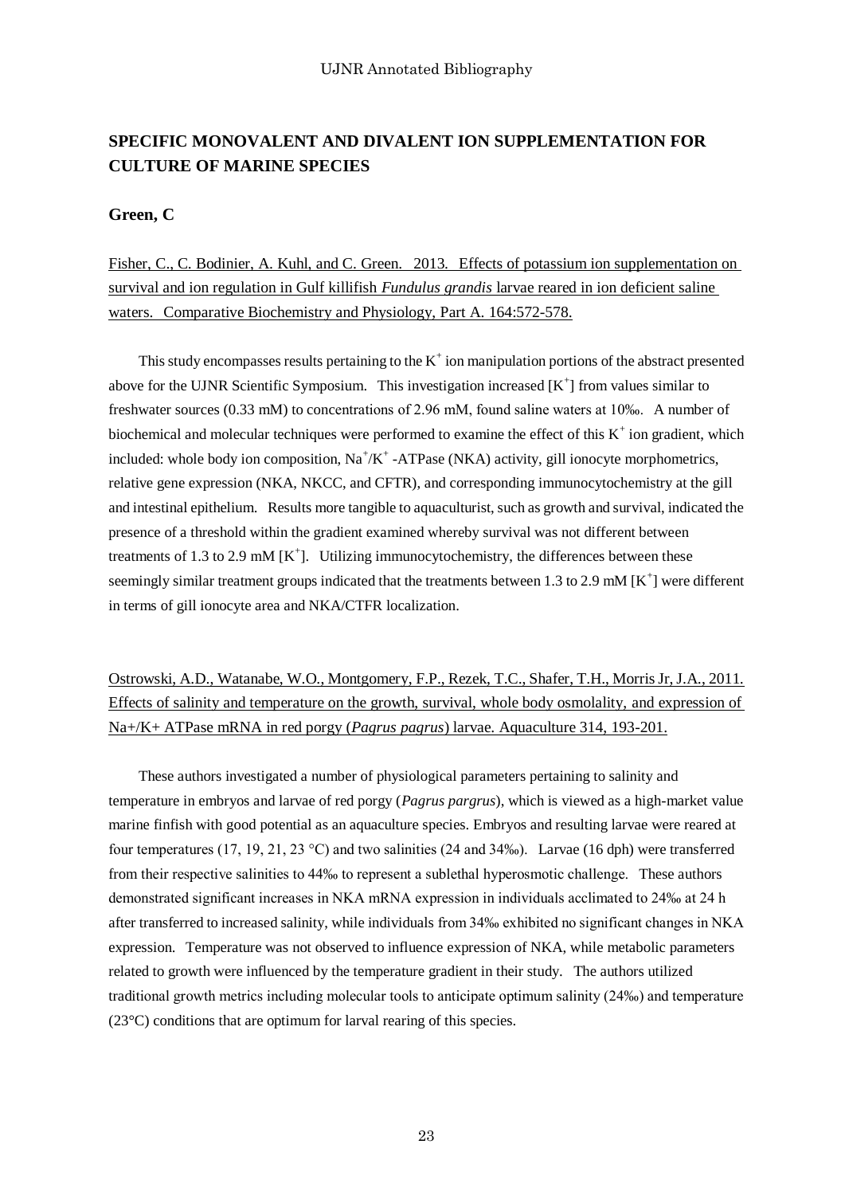## SPECIFIC MONOVALENT AND DIVALENT ION SUPPLEMENTATION FOR CULTURE OF MARINE SPECIES

**Green, C**

Fisher, C., C. Bodinier, A. Kuhl, and C. Green. 2013. Effects of potassium ion supplementation on survival and ion regulation in Gulf killifish *Fundulus grandis* larvae reared in ion deficient saline waters. Comparative Biochemistry and Physiology, Part A. 164:572-578.

This study encompasses results pertaining to the $K^+$ ion manipulation portions of the abstract presented above for the UJNR Scientific Symposium. This investigation increased $[K^+]$ from values similar to freshwater sources (0.33 mM) to concentrations of 2.96 mM, found saline waters at 10‰. A number of biochemical and molecular techniques were performed to examine the effect of this $K^+$ ion gradient, which included: whole body ion composition, $Na^+/K^+$ -ATPase (NKA) activity, gill ionocyte morphometrics, relative gene expression (NKA, NKCC, and CFTR), and corresponding immunocytochemistry at the gill and intestinal epithelium. Results more tangible to aquaculturist, such as growth and survival, indicated the presence of a threshold within the gradient examined whereby survival was not different between treatments of 1.3 to 2.9 mM $[K^+]$. Utilizing immunocytochemistry, the differences between these seemingly similar treatment groups indicated that the treatments between 1.3 to 2.9 mM $[K^+]$ were different in terms of gill ionocyte area and NKA/CTFR localization.

Ostrowski, A.D., Watanabe, W.O., Montgomery, F.P., Rezek, T.C., Shafer, T.H., Morris Jr, J.A., 2011. Effects of salinity and temperature on the growth, survival, whole body osmolality, and expression of Na+/K+ ATPase mRNA in red porgy (*Pagrus pagrus*) larvae. Aquaculture 314, 193-201.

These authors investigated a number of physiological parameters pertaining to salinity and temperature in embryos and larvae of red porgy (*Pagrus pargrus*), which is viewed as a high-market value marine finfish with good potential as an aquaculture species. Embryos and resulting larvae were reared at four temperatures (17, 19, 21, 23 °C) and two salinities (24 and 34‰). Larvae (16 dph) were transferred from their respective salinities to 44‰ to represent a sublethal hyperosmotic challenge. These authors demonstrated significant increases in NKA mRNA expression in individuals acclimated to 24‰ at 24 h after transferred to increased salinity, while individuals from 34‰ exhibited no significant changes in NKA expression. Temperature was not observed to influence expression of NKA, while metabolic parameters related to growth were influenced by the temperature gradient in their study. The authors utilized traditional growth metrics including molecular tools to anticipate optimum salinity (24‰) and temperature (23°C) conditions that are optimum for larval rearing of this species.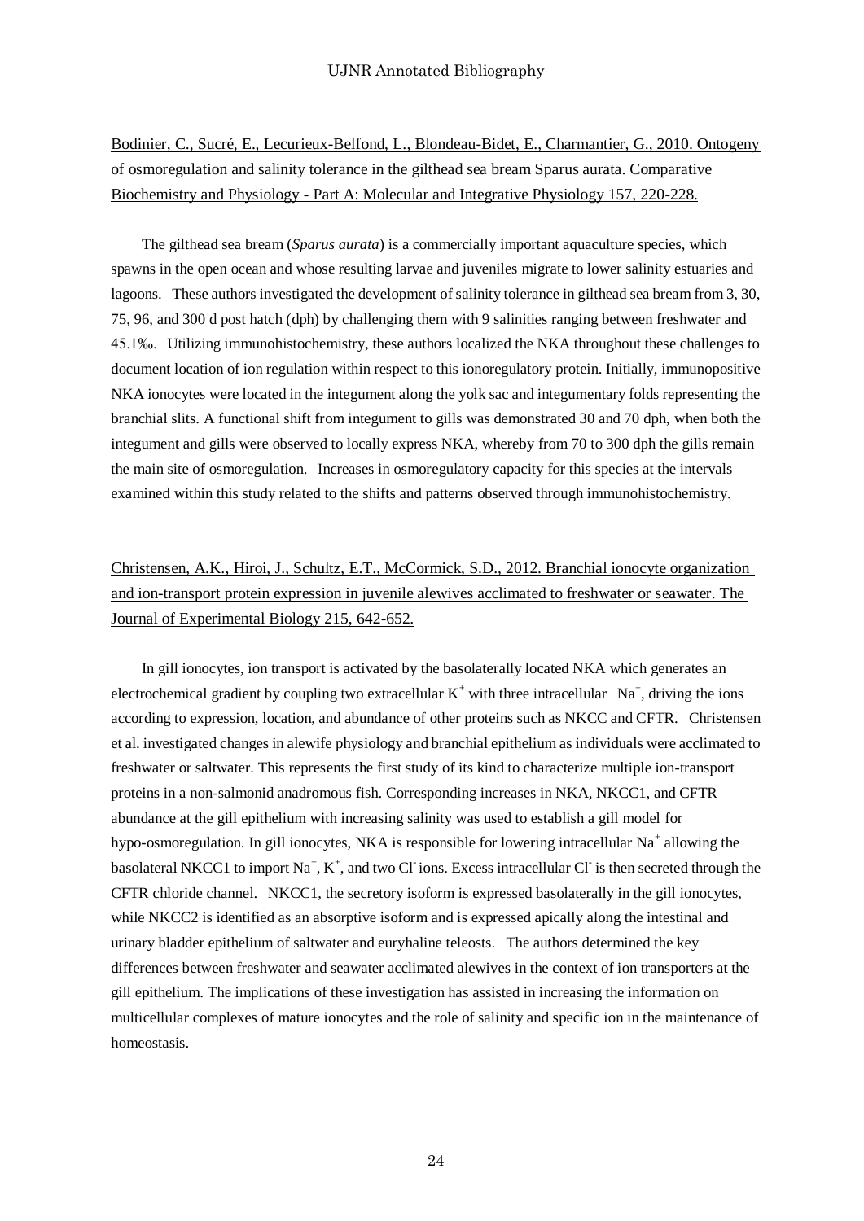Bodinier, C., Sucré, E., Lecurieux-Belfond, L., Blondeau-Bidet, E., Charmantier, G., 2010. Ontogeny of osmoregulation and salinity tolerance in the gilthead sea bream Sparus aurata. Comparative Biochemistry and Physiology - Part A: Molecular and Integrative Physiology 157, 220-228.

The gilthead sea bream (*Sparus aurata*) is a commercially important aquaculture species, which spawns in the open ocean and whose resulting larvae and juveniles migrate to lower salinity estuaries and lagoons. These authors investigated the development of salinity tolerance in gilthead sea bream from 3, 30, 75, 96, and 300 d post hatch (dph) by challenging them with 9 salinities ranging between freshwater and 45.1‰. Utilizing immunohistochemistry, these authors localized the NKA throughout these challenges to document location of ion regulation within respect to this ionoregulatory protein. Initially, immunopositive NKA ionocytes were located in the integument along the yolk sac and integumentary folds representing the branchial slits. A functional shift from integument to gills was demonstrated 30 and 70 dph, when both the integument and gills were observed to locally express NKA, whereby from 70 to 300 dph the gills remain the main site of osmoregulation. Increases in osmoregulatory capacity for this species at the intervals examined within this study related to the shifts and patterns observed through immunohistochemistry.

Christensen, A.K., Hiroi, J., Schultz, E.T., McCormick, S.D., 2012. Branchial ionocyte organization and ion-transport protein expression in juvenile alewives acclimated to freshwater or seawater. The Journal of Experimental Biology 215, 642-652.

In gill ionocytes, ion transport is activated by the basolaterally located NKA which generates an electrochemical gradient by coupling two extracellular $K^+$ with three intracellular $Na^+$, driving the ions according to expression, location, and abundance of other proteins such as NKCC and CFTR. Christensen et al. investigated changes in alewife physiology and branchial epithelium as individuals were acclimated to freshwater or saltwater. This represents the first study of its kind to characterize multiple ion-transport proteins in a non-salmonid anadromous fish. Corresponding increases in NKA, NKCC1, and CFTR abundance at the gill epithelium with increasing salinity was used to establish a gill model for hypo-osmoregulation. In gill ionocytes, NKA is responsible for lowering intracellular $Na^+$ allowing the basolateral NKCC1 to import $Na^+$, $K^+$, and two $Cl^-$ ions. Excess intracellular $Cl^-$ is then secreted through the CFTR chloride channel. NKCC1, the secretory isoform is expressed basolaterally in the gill ionocytes, while NKCC2 is identified as an absorptive isoform and is expressed apically along the intestinal and urinary bladder epithelium of saltwater and euryhaline teleosts. The authors determined the key differences between freshwater and seawater acclimated alewives in the context of ion transporters at the gill epithelium. The implications of these investigation has assisted in increasing the information on multicellular complexes of mature ionocytes and the role of salinity and specific ion in the maintenance of homeostasis.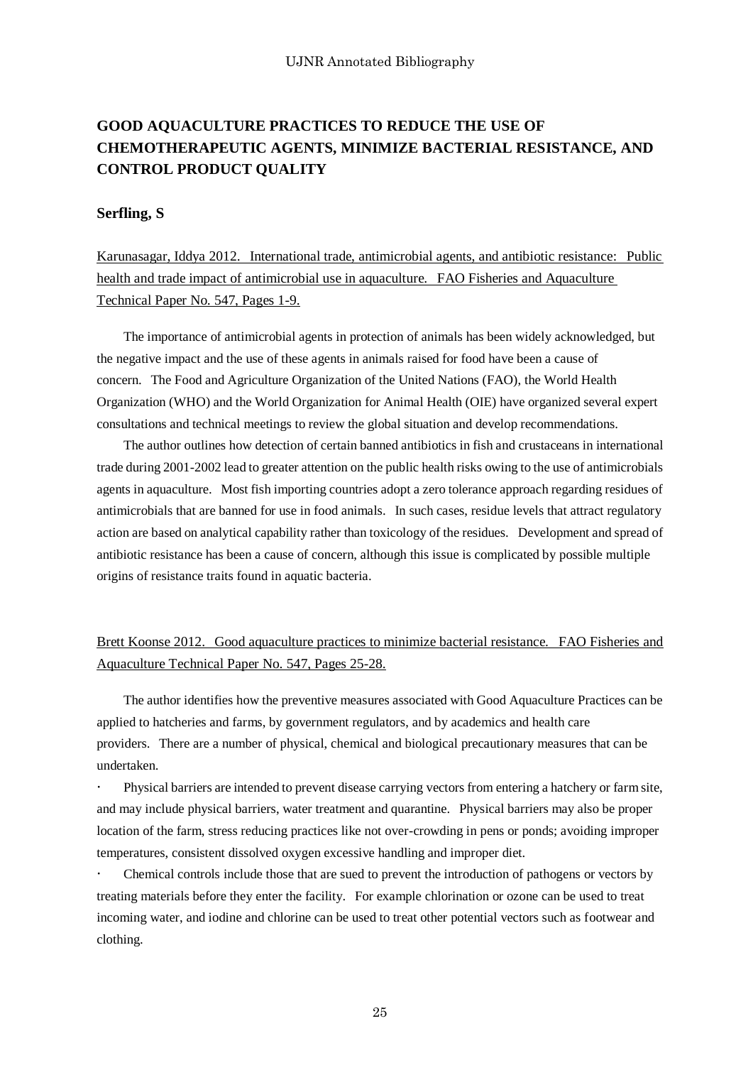## GOOD AQUACULTURE PRACTICES TO REDUCE THE USE OF CHEMOTHERAPEUTIC AGENTS, MINIMIZE BACTERIAL RESISTANCE, AND CONTROL PRODUCT QUALITY

### Serfling, S

<u>Karunasagar, Iddya 2012. International trade, antimicrobial agents, and antibiotic resistance: Public health and trade impact of antimicrobial use in aquaculture. FAO Fisheries and Aquaculture Technical Paper No. 547, Pages 1-9.</u>

The importance of antimicrobial agents in protection of animals has been widely acknowledged, but the negative impact and the use of these agents in animals raised for food have been a cause of concern. The Food and Agriculture Organization of the United Nations (FAO), the World Health Organization (WHO) and the World Organization for Animal Health (OIE) have organized several expert consultations and technical meetings to review the global situation and develop recommendations.

The author outlines how detection of certain banned antibiotics in fish and crustaceans in international trade during 2001-2002 lead to greater attention on the public health risks owing to the use of antimicrobials agents in aquaculture. Most fish importing countries adopt a zero tolerance approach regarding residues of antimicrobials that are banned for use in food animals. In such cases, residue levels that attract regulatory action are based on analytical capability rather than toxicology of the residues. Development and spread of antibiotic resistance has been a cause of concern, although this issue is complicated by possible multiple origins of resistance traits found in aquatic bacteria.

<u>Brett Koonse 2012. Good aquaculture practices to minimize bacterial resistance. FAO Fisheries and Aquaculture Technical Paper No. 547, Pages 25-28.</u>

The author identifies how the preventive measures associated with Good Aquaculture Practices can be applied to hatcheries and farms, by government regulators, and by academics and health care providers. There are a number of physical, chemical and biological precautionary measures that can be undertaken.

- Physical barriers are intended to prevent disease carrying vectors from entering a hatchery or farm site, and may include physical barriers, water treatment and quarantine. Physical barriers may also be proper location of the farm, stress reducing practices like not over-crowding in pens or ponds; avoiding improper temperatures, consistent dissolved oxygen excessive handling and improper diet.
- Chemical controls include those that are sued to prevent the introduction of pathogens or vectors by treating materials before they enter the facility. For example chlorination or ozone can be used to treat incoming water, and iodine and chlorine can be used to treat other potential vectors such as footwear and clothing.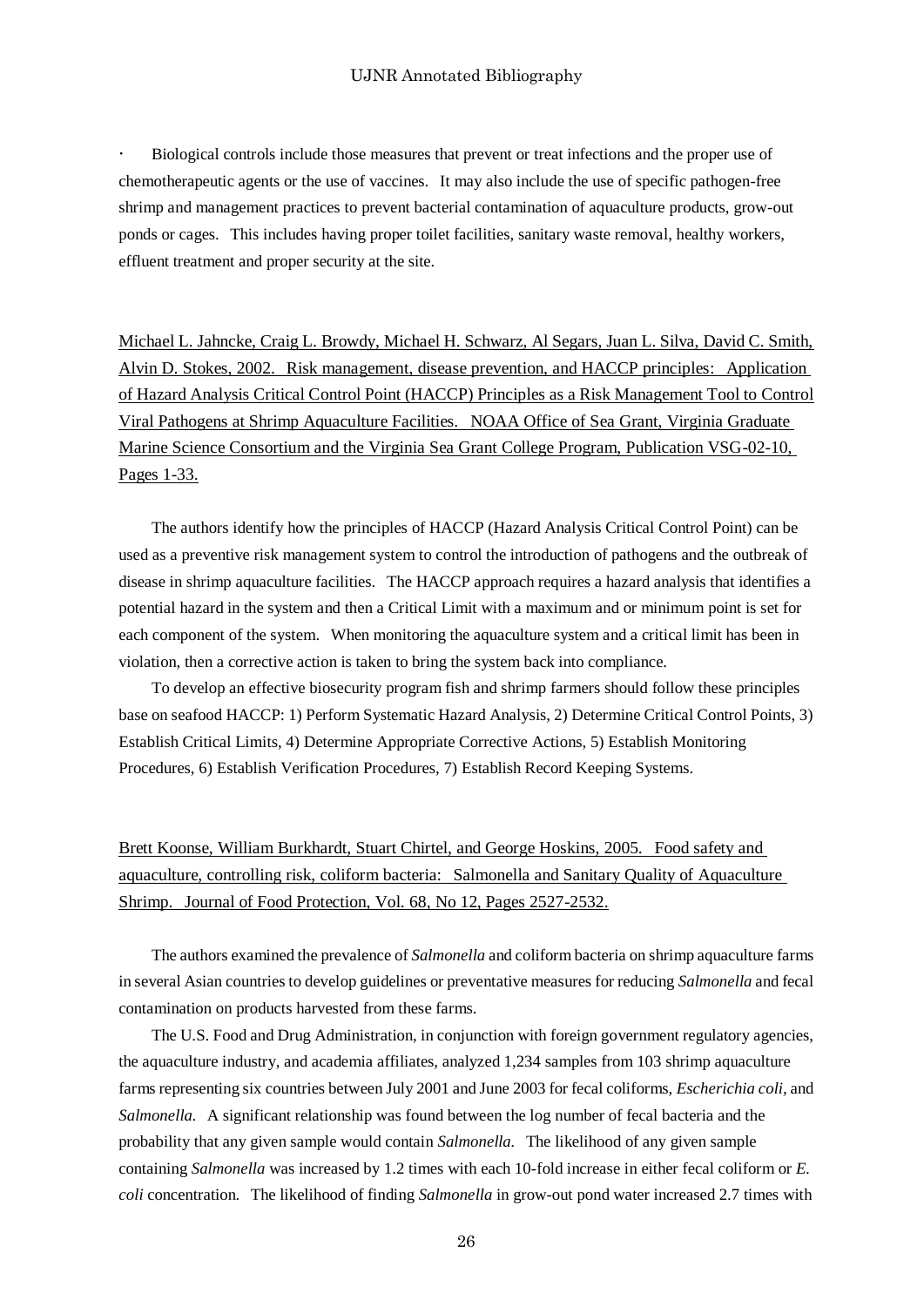· Biological controls include those measures that prevent or treat infections and the proper use of chemotherapeutic agents or the use of vaccines. It may also include the use of specific pathogen-free shrimp and management practices to prevent bacterial contamination of aquaculture products, grow-out ponds or cages. This includes having proper toilet facilities, sanitary waste removal, healthy workers, effluent treatment and proper security at the site.

<u>Michael L. Jahncke, Craig L. Browdy, Michael H. Schwarz, Al Segars, Juan L. Silva, David C. Smith, Alvin D. Stokes, 2002. Risk management, disease prevention, and HACCP principles: Application of Hazard Analysis Critical Control Point (HACCP) Principles as a Risk Management Tool to Control Viral Pathogens at Shrimp Aquaculture Facilities. NOAA Office of Sea Grant, Virginia Graduate Marine Science Consortium and the Virginia Sea Grant College Program, Publication VSG-02-10, Pages 1-33.</u>

The authors identify how the principles of HACCP (Hazard Analysis Critical Control Point) can be used as a preventive risk management system to control the introduction of pathogens and the outbreak of disease in shrimp aquaculture facilities. The HACCP approach requires a hazard analysis that identifies a potential hazard in the system and then a Critical Limit with a maximum and or minimum point is set for each component of the system. When monitoring the aquaculture system and a critical limit has been in violation, then a corrective action is taken to bring the system back into compliance.

To develop an effective biosecurity program fish and shrimp farmers should follow these principles base on seafood HACCP: 1) Perform Systematic Hazard Analysis, 2) Determine Critical Control Points, 3) Establish Critical Limits, 4) Determine Appropriate Corrective Actions, 5) Establish Monitoring Procedures, 6) Establish Verification Procedures, 7) Establish Record Keeping Systems.

<u>Brett Koonse, William Burkhardt, Stuart Chirtel, and George Hoskins, 2005. Food safety and aquaculture, controlling risk, coliform bacteria: Salmonella and Sanitary Quality of Aquaculture Shrimp. Journal of Food Protection, Vol. 68, No 12, Pages 2527-2532.</u>

The authors examined the prevalence of *Salmonella* and coliform bacteria on shrimp aquaculture farms in several Asian countries to develop guidelines or preventative measures for reducing *Salmonella* and fecal contamination on products harvested from these farms.

The U.S. Food and Drug Administration, in conjunction with foreign government regulatory agencies, the aquaculture industry, and academia affiliates, analyzed 1,234 samples from 103 shrimp aquaculture farms representing six countries between July 2001 and June 2003 for fecal coliforms, *Escherichia coli,* and *Salmonella.* A significant relationship was found between the log number of fecal bacteria and the probability that any given sample would contain *Salmonella.* The likelihood of any given sample containing *Salmonella* was increased by 1.2 times with each 10-fold increase in either fecal coliform or *E. coli* concentration. The likelihood of finding *Salmonella* in grow-out pond water increased 2.7 times with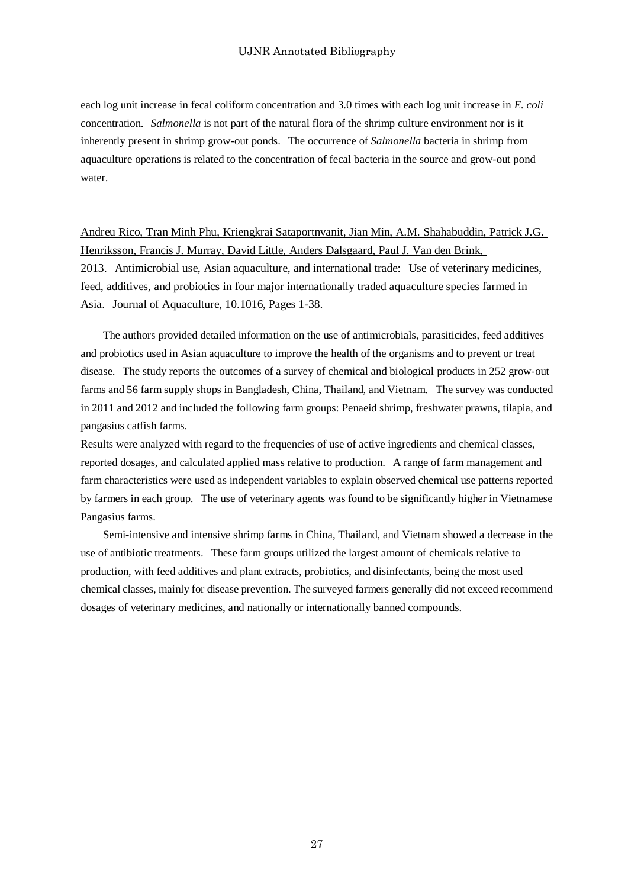each log unit increase in fecal coliform concentration and 3.0 times with each log unit increase in *E. coli* concentration. *Salmonella* is not part of the natural flora of the shrimp culture environment nor is it inherently present in shrimp grow-out ponds. The occurrence of *Salmonella* bacteria in shrimp from aquaculture operations is related to the concentration of fecal bacteria in the source and grow-out pond water.

<u>Andreu Rico, Tran Minh Phu, Kriengkrai Sataportnvanit, Jian Min, A.M. Shahabuddin, Patrick J.G. Henriksson, Francis J. Murray, David Little, Anders Dalsgaard, Paul J. Van den Brink, 2013. Antimicrobial use, Asian aquaculture, and international trade: Use of veterinary medicines, feed, additives, and probiotics in four major internationally traded aquaculture species farmed in Asia. Journal of Aquaculture, 10.1016, Pages 1-38.</u>

The authors provided detailed information on the use of antimicrobials, parasiticides, feed additives and probiotics used in Asian aquaculture to improve the health of the organisms and to prevent or treat disease. The study reports the outcomes of a survey of chemical and biological products in 252 grow-out farms and 56 farm supply shops in Bangladesh, China, Thailand, and Vietnam. The survey was conducted in 2011 and 2012 and included the following farm groups: Penaeid shrimp, freshwater prawns, tilapia, and pangasius catfish farms.

Results were analyzed with regard to the frequencies of use of active ingredients and chemical classes, reported dosages, and calculated applied mass relative to production. A range of farm management and farm characteristics were used as independent variables to explain observed chemical use patterns reported by farmers in each group. The use of veterinary agents was found to be significantly higher in Vietnamese Pangasius farms.

Semi-intensive and intensive shrimp farms in China, Thailand, and Vietnam showed a decrease in the use of antibiotic treatments. These farm groups utilized the largest amount of chemicals relative to production, with feed additives and plant extracts, probiotics, and disinfectants, being the most used chemical classes, mainly for disease prevention. The surveyed farmers generally did not exceed recommend dosages of veterinary medicines, and nationally or internationally banned compounds.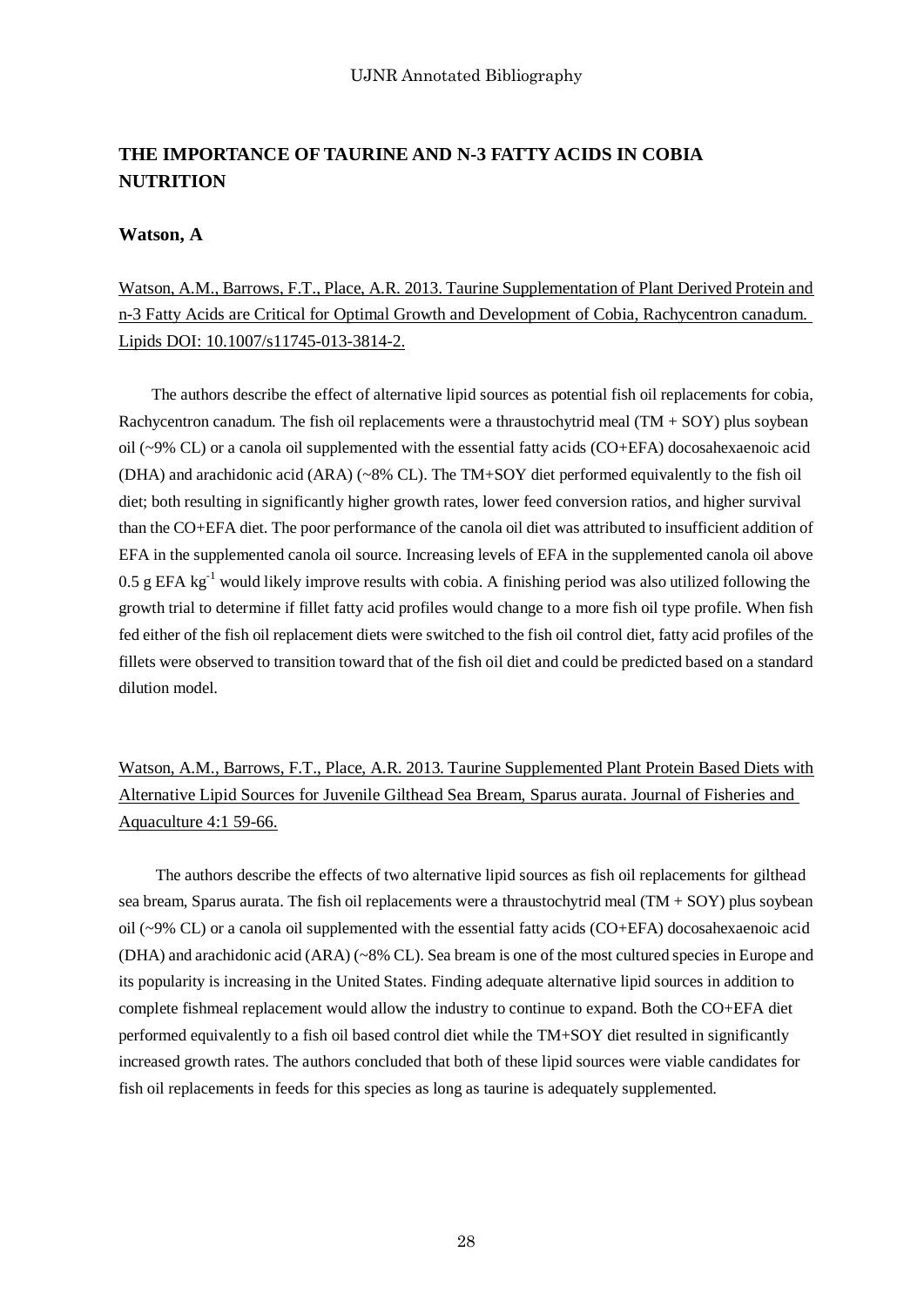## THE IMPORTANCE OF TAURINE AND N-3 FATTY ACIDS IN COBIA NUTRITION

### Watson, A

Watson, A.M., Barrows, F.T., Place, A.R. 2013. Taurine Supplementation of Plant Derived Protein and n-3 Fatty Acids are Critical for Optimal Growth and Development of Cobia, Rachycentron canadum. Lipids DOI: 10.1007/s11745-013-3814-2.

The authors describe the effect of alternative lipid sources as potential fish oil replacements for cobia, Rachycentron canadum. The fish oil replacements were a thraustochytrid meal (TM + SOY) plus soybean oil (~9% CL) or a canola oil supplemented with the essential fatty acids (CO+EFA) docosahexaenoic acid (DHA) and arachidonic acid (ARA) (~8% CL). The TM+SOY diet performed equivalently to the fish oil diet; both resulting in significantly higher growth rates, lower feed conversion ratios, and higher survival than the CO+EFA diet. The poor performance of the canola oil diet was attributed to insufficient addition of EFA in the supplemented canola oil source. Increasing levels of EFA in the supplemented canola oil above 0.5 g EFA $kg^{-1}$ would likely improve results with cobia. A finishing period was also utilized following the growth trial to determine if fillet fatty acid profiles would change to a more fish oil type profile. When fish fed either of the fish oil replacement diets were switched to the fish oil control diet, fatty acid profiles of the fillets were observed to transition toward that of the fish oil diet and could be predicted based on a standard dilution model.

Watson, A.M., Barrows, F.T., Place, A.R. 2013. Taurine Supplemented Plant Protein Based Diets with Alternative Lipid Sources for Juvenile Gilthead Sea Bream, Sparus aurata. Journal of Fisheries and Aquaculture 4:1 59-66.

The authors describe the effects of two alternative lipid sources as fish oil replacements for gilthead sea bream, Sparus aurata. The fish oil replacements were a thraustochytrid meal (TM + SOY) plus soybean oil (~9% CL) or a canola oil supplemented with the essential fatty acids (CO+EFA) docosahexaenoic acid (DHA) and arachidonic acid (ARA) (~8% CL). Sea bream is one of the most cultured species in Europe and its popularity is increasing in the United States. Finding adequate alternative lipid sources in addition to complete fishmeal replacement would allow the industry to continue to expand. Both the CO+EFA diet performed equivalently to a fish oil based control diet while the TM+SOY diet resulted in significantly increased growth rates. The authors concluded that both of these lipid sources were viable candidates for fish oil replacements in feeds for this species as long as taurine is adequately supplemented.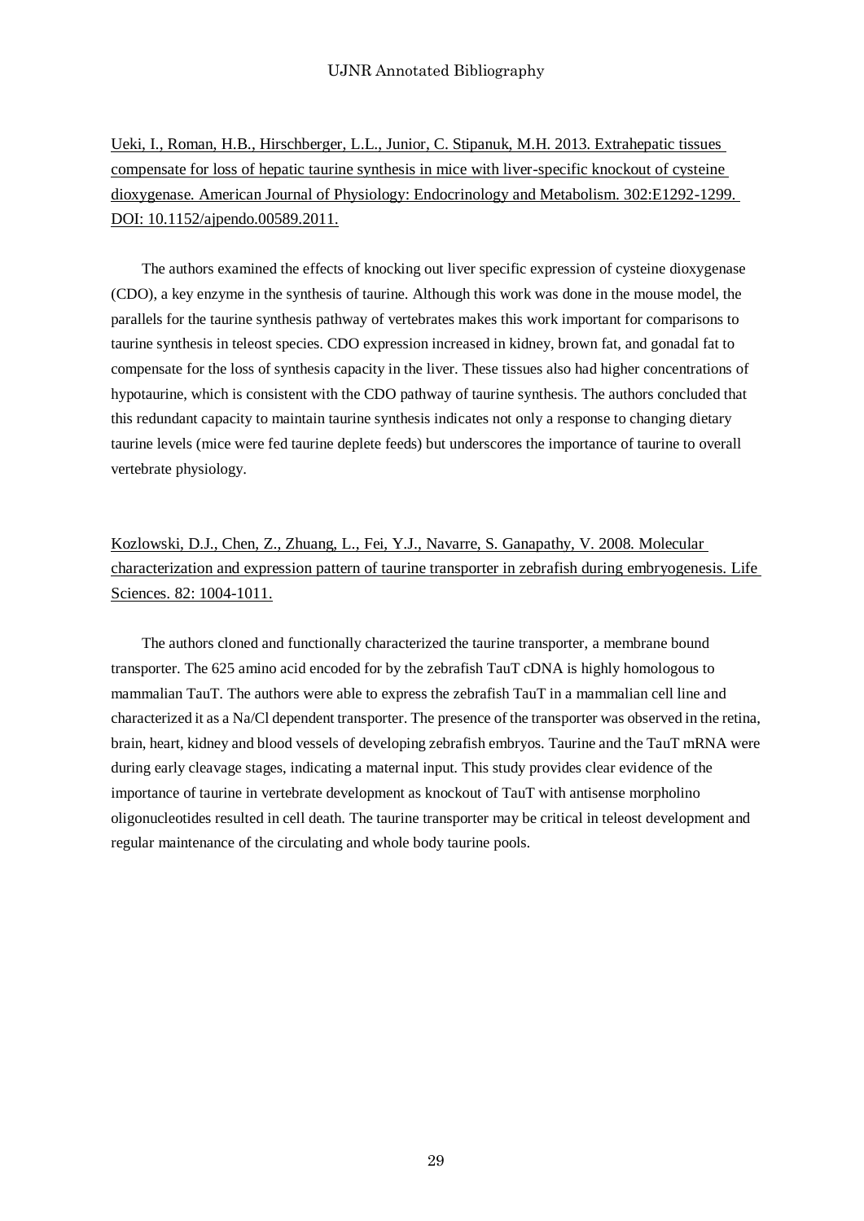Ueki, I., Roman, H.B., Hirschberger, L.L., Junior, C. Stipanuk, M.H. 2013. Extrahepatic tissues compensate for loss of hepatic taurine synthesis in mice with liver-specific knockout of cysteine dioxygenase. American Journal of Physiology: Endocrinology and Metabolism. 302:E1292-1299. DOI: 10.1152/ajpendo.00589.2011.

The authors examined the effects of knocking out liver specific expression of cysteine dioxygenase (CDO), a key enzyme in the synthesis of taurine. Although this work was done in the mouse model, the parallels for the taurine synthesis pathway of vertebrates makes this work important for comparisons to taurine synthesis in teleost species. CDO expression increased in kidney, brown fat, and gonadal fat to compensate for the loss of synthesis capacity in the liver. These tissues also had higher concentrations of hypotaurine, which is consistent with the CDO pathway of taurine synthesis. The authors concluded that this redundant capacity to maintain taurine synthesis indicates not only a response to changing dietary taurine levels (mice were fed taurine deplete feeds) but underscores the importance of taurine to overall vertebrate physiology.

Kozlowski, D.J., Chen, Z., Zhuang, L., Fei, Y.J., Navarre, S. Ganapathy, V. 2008. Molecular characterization and expression pattern of taurine transporter in zebrafish during embryogenesis. Life Sciences. 82: 1004-1011.

The authors cloned and functionally characterized the taurine transporter, a membrane bound transporter. The 625 amino acid encoded for by the zebrafish TauT cDNA is highly homologous to mammalian TauT. The authors were able to express the zebrafish TauT in a mammalian cell line and characterized it as a Na/Cl dependent transporter. The presence of the transporter was observed in the retina, brain, heart, kidney and blood vessels of developing zebrafish embryos. Taurine and the TauT mRNA were during early cleavage stages, indicating a maternal input. This study provides clear evidence of the importance of taurine in vertebrate development as knockout of TauT with antisense morpholino oligonucleotides resulted in cell death. The taurine transporter may be critical in teleost development and regular maintenance of the circulating and whole body taurine pools.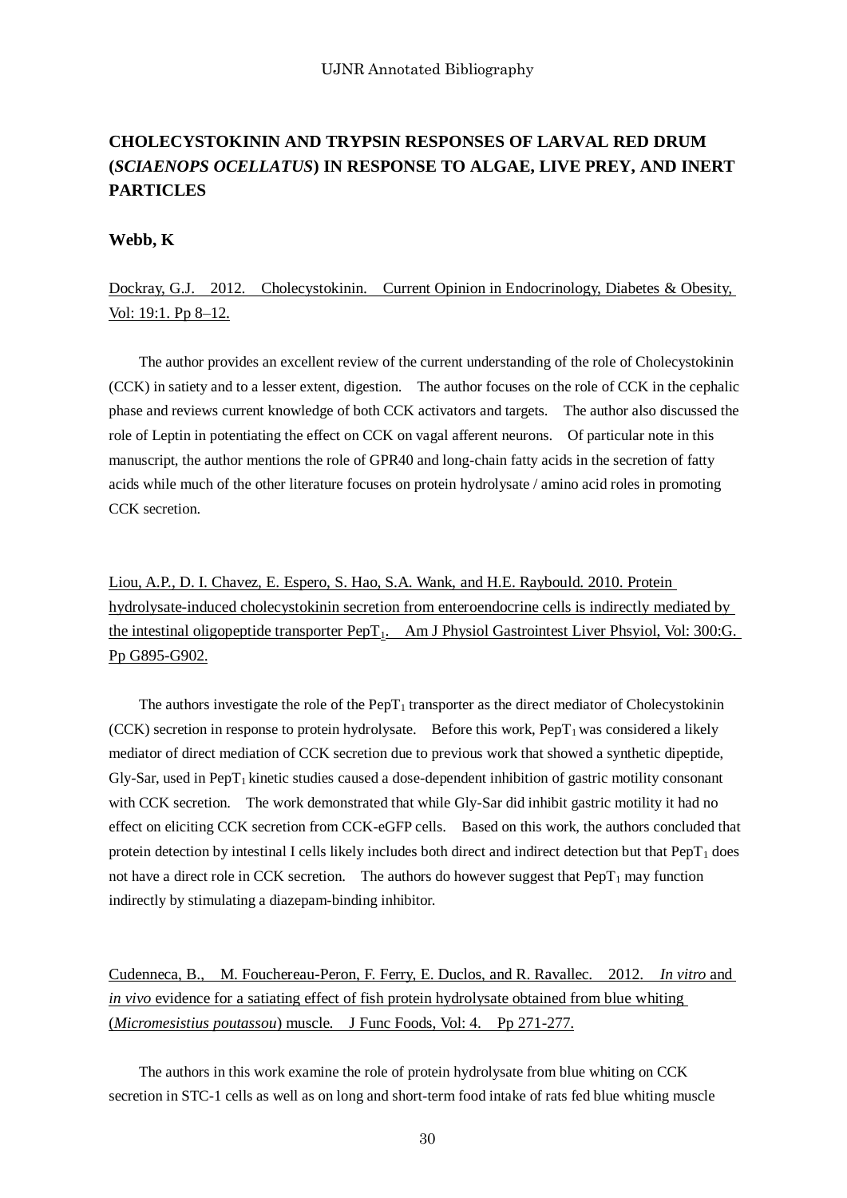## CHOLECYSTOKININ AND TRYPSIN RESPONSES OF LARVAL RED DRUM (*SCIAENOPS OCELLATUS*) IN RESPONSE TO ALGAE, LIVE PREY, AND INERT PARTICLES

**Webb, K**

Dockray, G.J. 2012. Cholecystokinin. Current Opinion in Endocrinology, Diabetes & Obesity, Vol: 19:1. Pp 8–12.

The author provides an excellent review of the current understanding of the role of Cholecystokinin (CCK) in satiety and to a lesser extent, digestion. The author focuses on the role of CCK in the cephalic phase and reviews current knowledge of both CCK activators and targets. The author also discussed the role of Leptin in potentiating the effect on CCK on vagal afferent neurons. Of particular note in this manuscript, the author mentions the role of GPR40 and long-chain fatty acids in the secretion of fatty acids while much of the other literature focuses on protein hydrolysate / amino acid roles in promoting CCK secretion.

Liou, A.P., D. I. Chavez, E. Espero, S. Hao, S.A. Wank, and H.E. Raybould. 2010. Protein hydrolysate-induced cholecystokinin secretion from enteroendocrine cells is indirectly mediated by the intestinal oligopeptide transporter $PepT_1$. Am J Physiol Gastrointest Liver Phsyiol, Vol: 300:G. Pp G895-G902.

The authors investigate the role of the $PepT_1$ transporter as the direct mediator of Cholecystokinin (CCK) secretion in response to protein hydrolysate. Before this work, $PepT_1$ was considered a likely mediator of direct mediation of CCK secretion due to previous work that showed a synthetic dipeptide, Gly-Sar, used in $PepT_1$ kinetic studies caused a dose-dependent inhibition of gastric motility consonant with CCK secretion. The work demonstrated that while Gly-Sar did inhibit gastric motility it had no effect on eliciting CCK secretion from CCK-eGFP cells. Based on this work, the authors concluded that protein detection by intestinal I cells likely includes both direct and indirect detection but that $PepT_1$ does not have a direct role in CCK secretion. The authors do however suggest that $PepT_1$ may function indirectly by stimulating a diazepam-binding inhibitor.

Cudenneca, B., M. Fouchereau-Peron, F. Ferry, E. Duclos, and R. Ravallec. 2012. *In vitro* and *in vivo* evidence for a satiating effect of fish protein hydrolysate obtained from blue whiting (*Micromesistius poutassou*) muscle. J Func Foods, Vol: 4. Pp 271-277.

The authors in this work examine the role of protein hydrolysate from blue whiting on CCK secretion in STC-1 cells as well as on long and short-term food intake of rats fed blue whiting muscle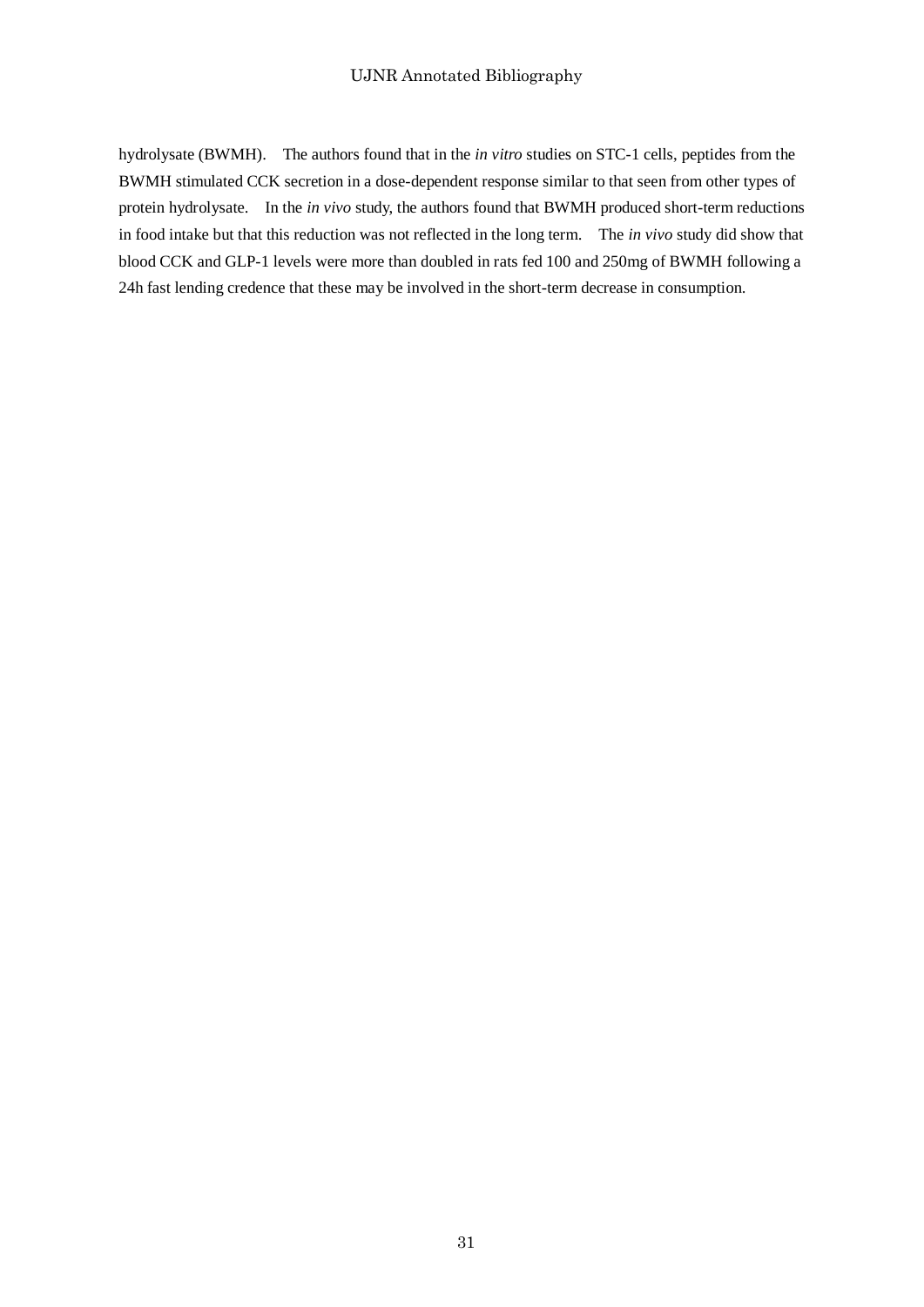hydrolysate (BWMH). The authors found that in the *in vitro* studies on STC-1 cells, peptides from the BWMH stimulated CCK secretion in a dose-dependent response similar to that seen from other types of protein hydrolysate. In the *in vivo* study, the authors found that BWMH produced short-term reductions in food intake but that this reduction was not reflected in the long term. The *in vivo* study did show that blood CCK and GLP-1 levels were more than doubled in rats fed 100 and 250mg of BWMH following a 24h fast lending credence that these may be involved in the short-term decrease in consumption.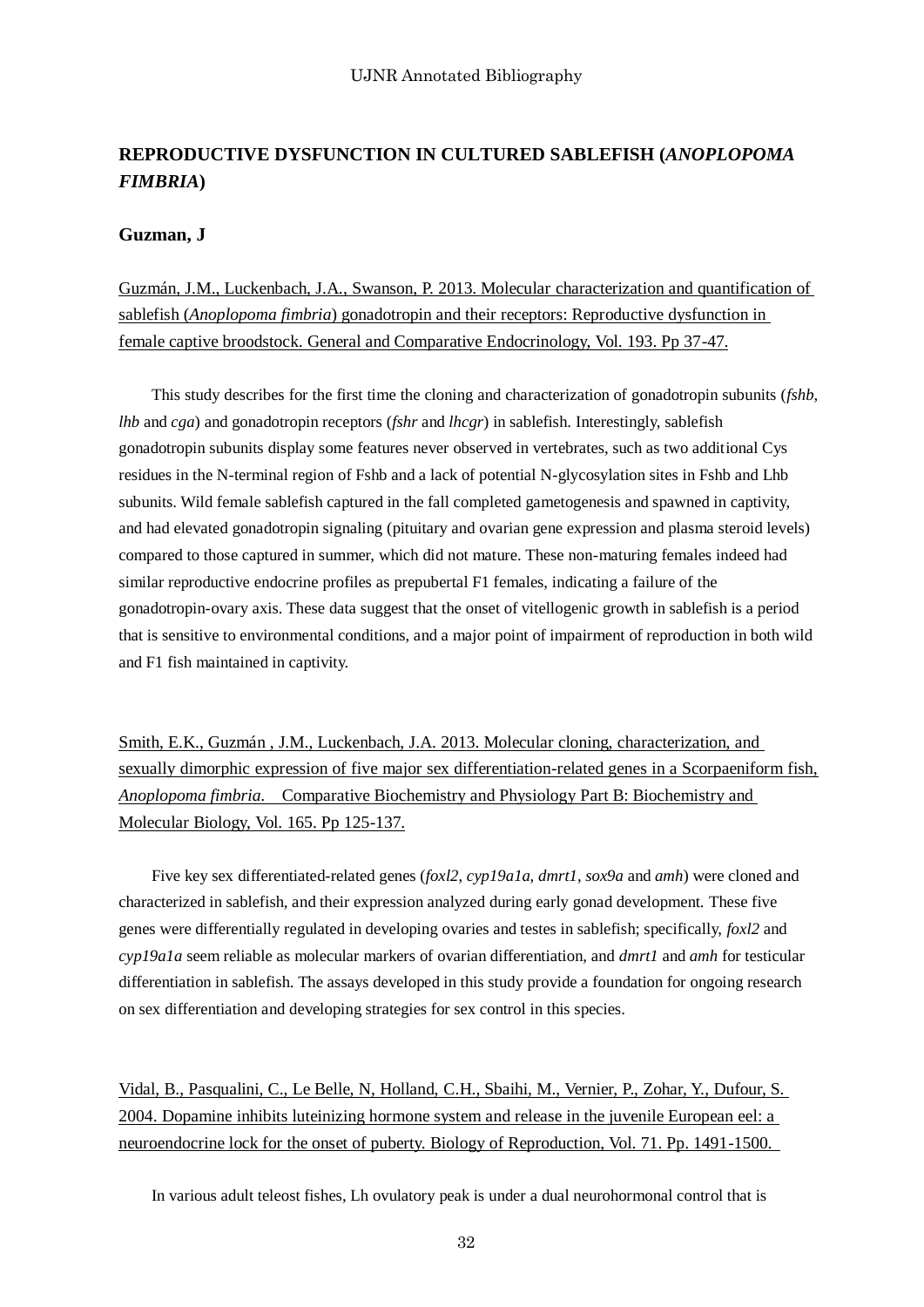## REPRODUCTIVE DYSFUNCTION IN CULTURED SABLEFISH (*ANOPLOPOMA FIMBRIA*)

### Guzman, J

Guzmán, J.M., Luckenbach, J.A., Swanson, P. 2013. Molecular characterization and quantification of sablefish (*Anoplopoma fimbria*) gonadotropin and their receptors: Reproductive dysfunction in female captive broodstock. General and Comparative Endocrinology, Vol. 193. Pp 37-47.

This study describes for the first time the cloning and characterization of gonadotropin subunits (*fshb*, *lhb* and *cga*) and gonadotropin receptors (*fshr* and *lhcgr*) in sablefish. Interestingly, sablefish gonadotropin subunits display some features never observed in vertebrates, such as two additional Cys residues in the N-terminal region of Fshb and a lack of potential N-glycosylation sites in Fshb and Lhb subunits. Wild female sablefish captured in the fall completed gametogenesis and spawned in captivity, and had elevated gonadotropin signaling (pituitary and ovarian gene expression and plasma steroid levels) compared to those captured in summer, which did not mature. These non-maturing females indeed had similar reproductive endocrine profiles as prepubertal F1 females, indicating a failure of the gonadotropin-ovary axis. These data suggest that the onset of vitellogenic growth in sablefish is a period that is sensitive to environmental conditions, and a major point of impairment of reproduction in both wild and F1 fish maintained in captivity.

Smith, E.K., Guzmán , J.M., Luckenbach, J.A. 2013. Molecular cloning, characterization, and sexually dimorphic expression of five major sex differentiation-related genes in a Scorpaeniform fish, *Anoplopoma fimbria*. Comparative Biochemistry and Physiology Part B: Biochemistry and Molecular Biology, Vol. 165. Pp 125-137.

Five key sex differentiated-related genes (*foxl2*, *cyp19a1a*, *dmrt1*, *sox9a* and *amh*) were cloned and characterized in sablefish, and their expression analyzed during early gonad development. These five genes were differentially regulated in developing ovaries and testes in sablefish; specifically, *foxl2* and *cyp19a1a* seem reliable as molecular markers of ovarian differentiation, and *dmrt1* and *amh* for testicular differentiation in sablefish. The assays developed in this study provide a foundation for ongoing research on sex differentiation and developing strategies for sex control in this species.

Vidal, B., Pasqualini, C., Le Belle, N, Holland, C.H., Sbaihi, M., Vernier, P., Zohar, Y., Dufour, S. 2004. Dopamine inhibits luteinizing hormone system and release in the juvenile European eel: a neuroendocrine lock for the onset of puberty. Biology of Reproduction, Vol. 71. Pp. 1491-1500.

In various adult teleost fishes, Lh ovulatory peak is under a dual neurohormonal control that is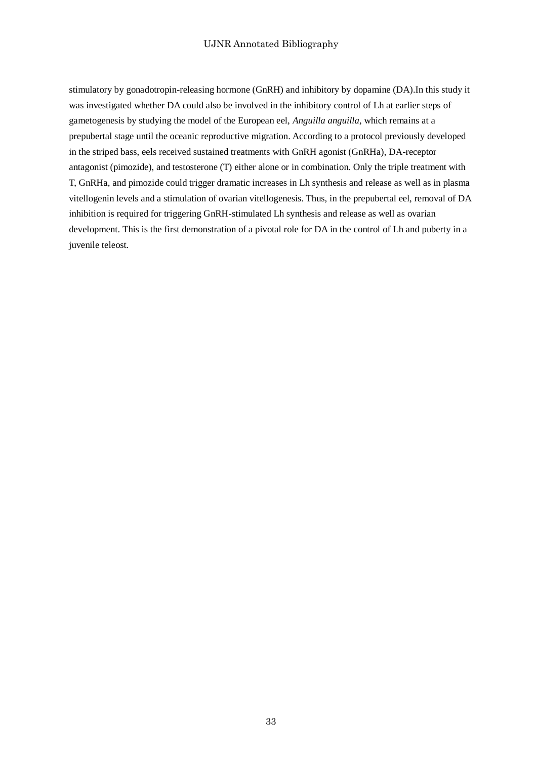stimulatory by gonadotropin-releasing hormone (GnRH) and inhibitory by dopamine (DA).In this study it was investigated whether DA could also be involved in the inhibitory control of Lh at earlier steps of gametogenesis by studying the model of the European eel, *Anguilla anguilla*, which remains at a prepubertal stage until the oceanic reproductive migration. According to a protocol previously developed in the striped bass, eels received sustained treatments with GnRH agonist (GnRHa), DA-receptor antagonist (pimozide), and testosterone (T) either alone or in combination. Only the triple treatment with T, GnRHa, and pimozide could trigger dramatic increases in Lh synthesis and release as well as in plasma vitellogenin levels and a stimulation of ovarian vitellogenesis. Thus, in the prepubertal eel, removal of DA inhibition is required for triggering GnRH-stimulated Lh synthesis and release as well as ovarian development. This is the first demonstration of a pivotal role for DA in the control of Lh and puberty in a juvenile teleost.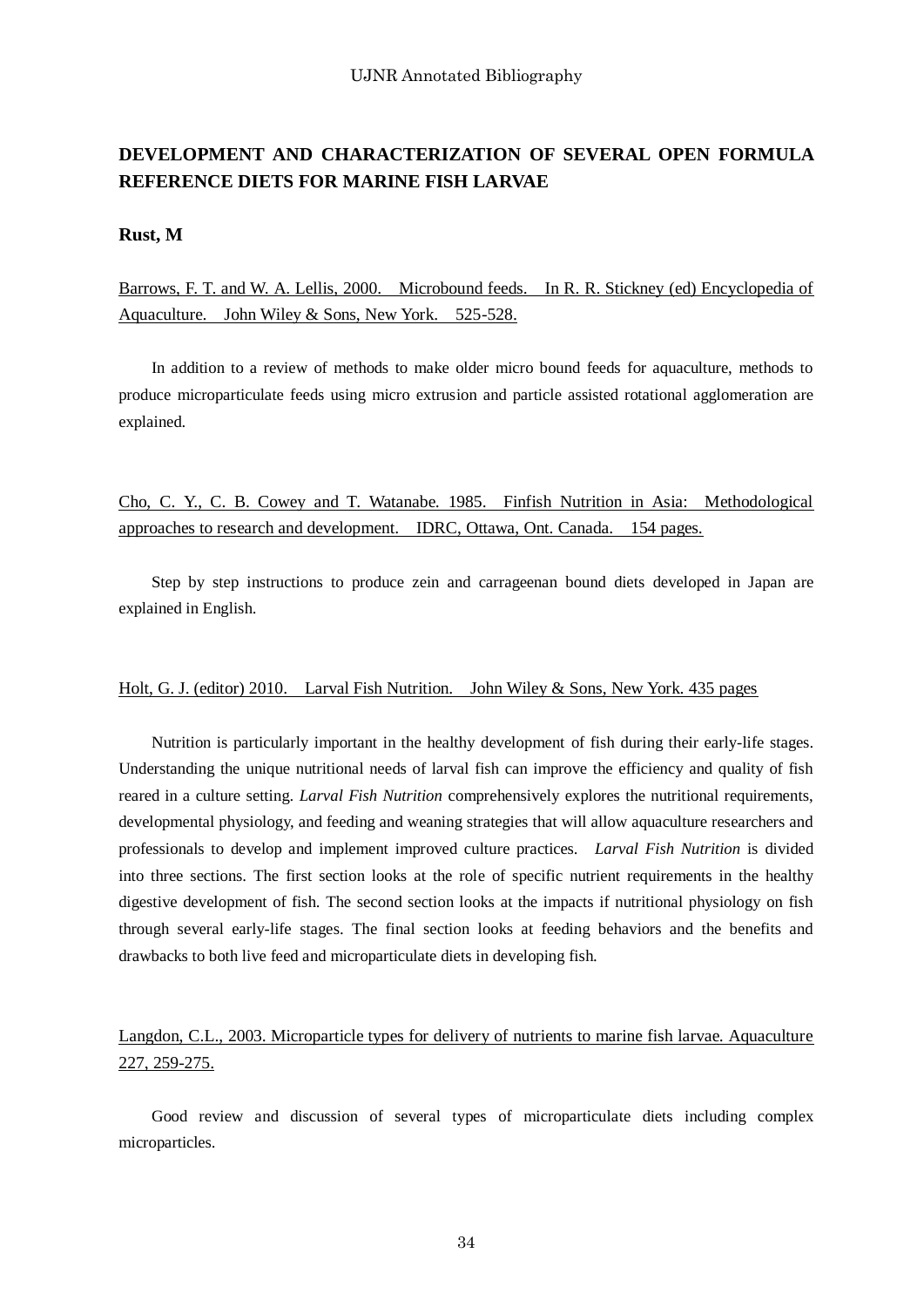## DEVELOPMENT AND CHARACTERIZATION OF SEVERAL OPEN FORMULA REFERENCE DIETS FOR MARINE FISH LARVAE

**Rust, M**

Barrows, F. T. and W. A. Lellis, 2000. Microbound feeds. In R. R. Stickney (ed) Encyclopedia of Aquaculture. John Wiley & Sons, New York. 525-528.

In addition to a review of methods to make older micro bound feeds for aquaculture, methods to produce microparticulate feeds using micro extrusion and particle assisted rotational agglomeration are explained.

Cho, C. Y., C. B. Cowey and T. Watanabe. 1985. Finfish Nutrition in Asia: Methodological approaches to research and development. IDRC, Ottawa, Ont. Canada. 154 pages.

Step by step instructions to produce zein and carrageenan bound diets developed in Japan are explained in English.

Holt, G. J. (editor) 2010. Larval Fish Nutrition. John Wiley & Sons, New York. 435 pages

Nutrition is particularly important in the healthy development of fish during their early-life stages. Understanding the unique nutritional needs of larval fish can improve the efficiency and quality of fish reared in a culture setting. *Larval Fish Nutrition* comprehensively explores the nutritional requirements, developmental physiology, and feeding and weaning strategies that will allow aquaculture researchers and professionals to develop and implement improved culture practices. *Larval Fish Nutrition* is divided into three sections. The first section looks at the role of specific nutrient requirements in the healthy digestive development of fish. The second section looks at the impacts if nutritional physiology on fish through several early-life stages. The final section looks at feeding behaviors and the benefits and drawbacks to both live feed and microparticulate diets in developing fish.

Langdon, C.L., 2003. Microparticle types for delivery of nutrients to marine fish larvae. Aquaculture 227, 259-275.

Good review and discussion of several types of microparticulate diets including complex microparticles.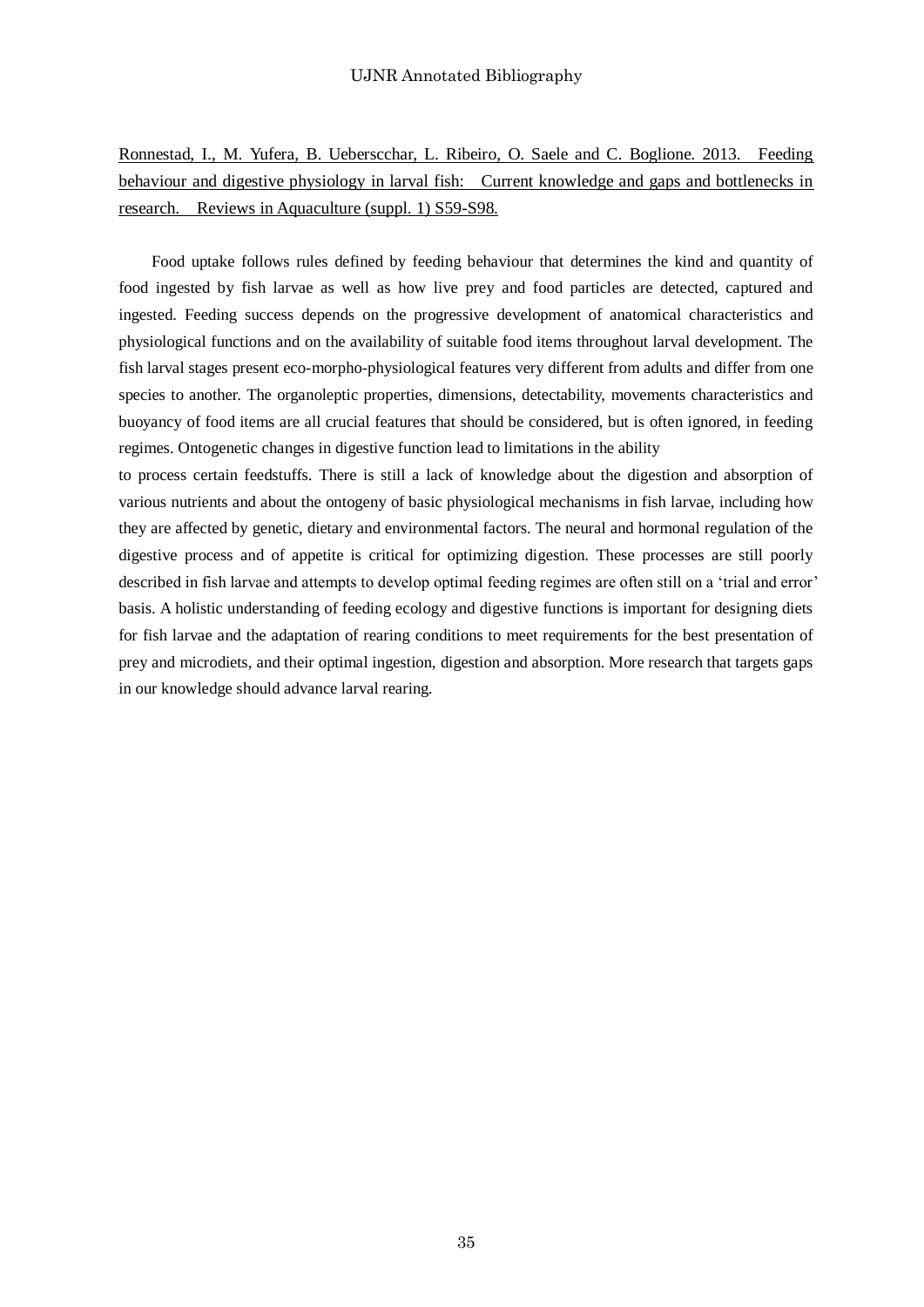Ronnestad, I., M. Yufera, B. Ueberscchar, L. Ribeiro, O. Saele and C. Boglione. 2013. Feeding behaviour and digestive physiology in larval fish: Current knowledge and gaps and bottlenecks in research. Reviews in Aquaculture (suppl. 1) S59-S98.

Food uptake follows rules defined by feeding behaviour that determines the kind and quantity of food ingested by fish larvae as well as how live prey and food particles are detected, captured and ingested. Feeding success depends on the progressive development of anatomical characteristics and physiological functions and on the availability of suitable food items throughout larval development. The fish larval stages present eco-morpho-physiological features very different from adults and differ from one species to another. The organoleptic properties, dimensions, detectability, movements characteristics and buoyancy of food items are all crucial features that should be considered, but is often ignored, in feeding regimes. Ontogenetic changes in digestive function lead to limitations in the ability

to process certain feedstuffs. There is still a lack of knowledge about the digestion and absorption of various nutrients and about the ontogeny of basic physiological mechanisms in fish larvae, including how they are affected by genetic, dietary and environmental factors. The neural and hormonal regulation of the digestive process and of appetite is critical for optimizing digestion. These processes are still poorly described in fish larvae and attempts to develop optimal feeding regimes are often still on a 'trial and error' basis. A holistic understanding of feeding ecology and digestive functions is important for designing diets for fish larvae and the adaptation of rearing conditions to meet requirements for the best presentation of prey and microdiets, and their optimal ingestion, digestion and absorption. More research that targets gaps in our knowledge should advance larval rearing.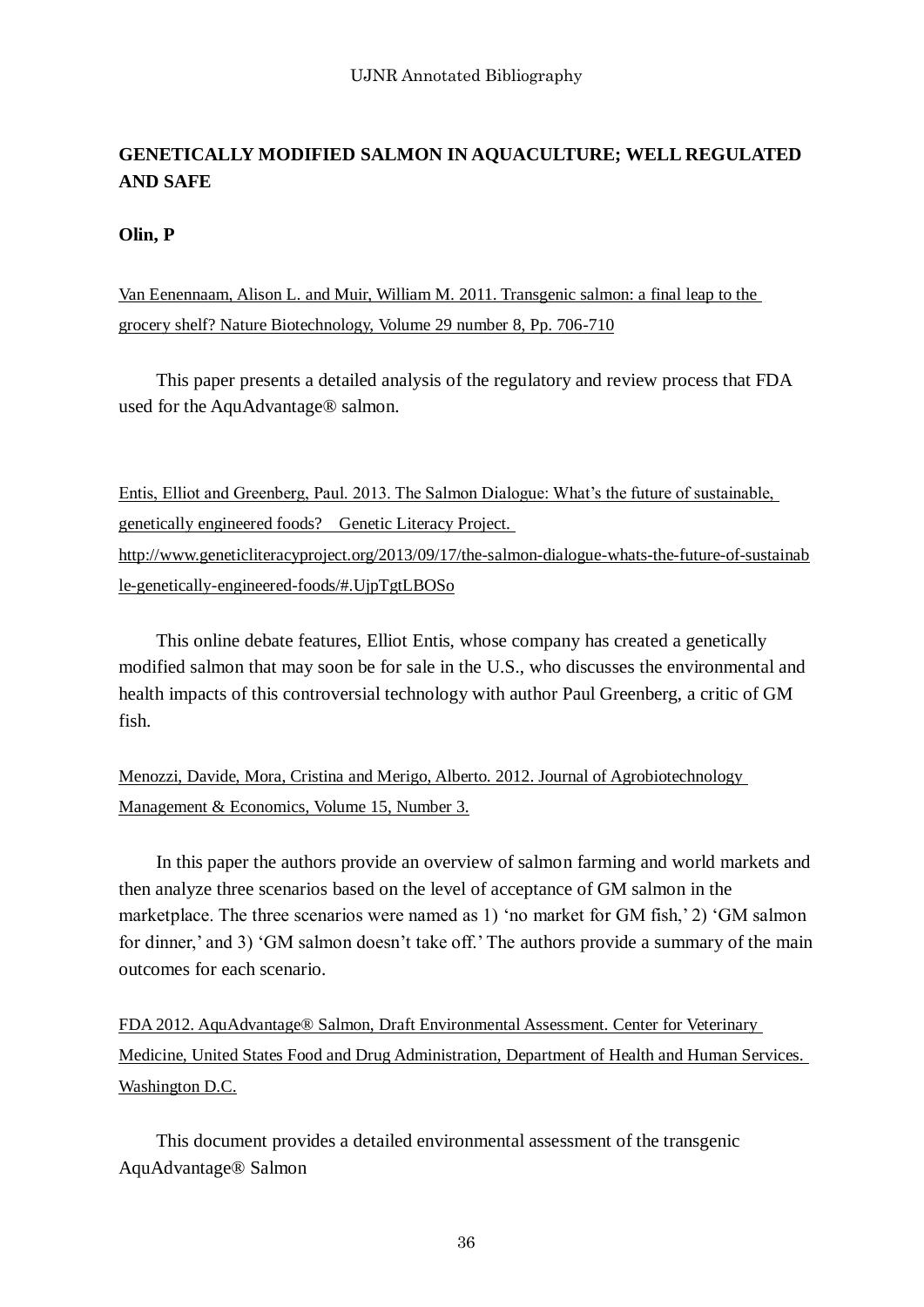## GENETICALLY MODIFIED SALMON IN AQUACULTURE; WELL REGULATED AND SAFE

**Olin, P**

Van Eenennaam, Alison L. and Muir, William M. 2011. Transgenic salmon: a final leap to the grocery shelf? Nature Biotechnology, Volume 29 number 8, Pp. 706-710

This paper presents a detailed analysis of the regulatory and review process that FDA used for the AquAdvantage® salmon.

Entis, Elliot and Greenberg, Paul. 2013. The Salmon Dialogue: What's the future of sustainable, genetically engineered foods? Genetic Literacy Project. http://www.geneticliteracyproject.org/2013/09/17/the-salmon-dialogue-whats-the-future-of-sustainable-genetically-engineered-foods/#.UjpTgtLBOSo

This online debate features, Elliot Entis, whose company has created a genetically modified salmon that may soon be for sale in the U.S., who discusses the environmental and health impacts of this controversial technology with author Paul Greenberg, a critic of GM fish.

Menozzi, Davide, Mora, Cristina and Merigo, Alberto. 2012. Journal of Agrobiotechnology Management & Economics, Volume 15, Number 3.

In this paper the authors provide an overview of salmon farming and world markets and then analyze three scenarios based on the level of acceptance of GM salmon in the marketplace. The three scenarios were named as 1) 'no market for GM fish,' 2) 'GM salmon for dinner,' and 3) 'GM salmon doesn't take off.' The authors provide a summary of the main outcomes for each scenario.

FDA 2012. AquAdvantage® Salmon, Draft Environmental Assessment. Center for Veterinary Medicine, United States Food and Drug Administration, Department of Health and Human Services. Washington D.C.

This document provides a detailed environmental assessment of the transgenic AquAdvantage® Salmon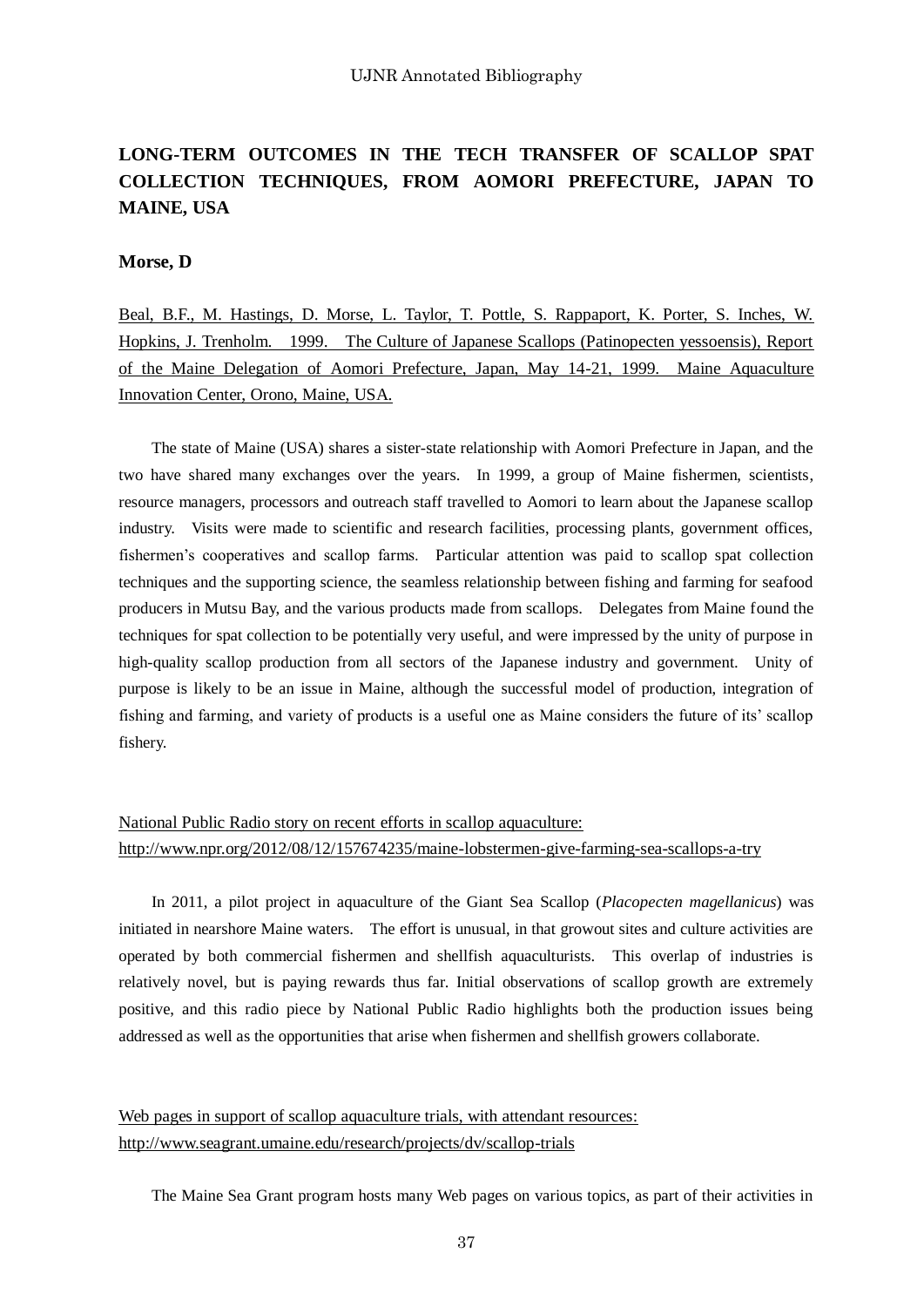## LONG-TERM OUTCOMES IN THE TECH TRANSFER OF SCALLOP SPAT COLLECTION TECHNIQUES, FROM AOMORI PREFECTURE, JAPAN TO MAINE, USA

**Morse, D**

Beal, B.F., M. Hastings, D. Morse, L. Taylor, T. Pottle, S. Rappaport, K. Porter, S. Inches, W. Hopkins, J. Trenholm. 1999. The Culture of Japanese Scallops (Patinopecten yessoensis), Report of the Maine Delegation of Aomori Prefecture, Japan, May 14-21, 1999. Maine Aquaculture Innovation Center, Orono, Maine, USA.

The state of Maine (USA) shares a sister-state relationship with Aomori Prefecture in Japan, and the two have shared many exchanges over the years. In 1999, a group of Maine fishermen, scientists, resource managers, processors and outreach staff travelled to Aomori to learn about the Japanese scallop industry. Visits were made to scientific and research facilities, processing plants, government offices, fishermen's cooperatives and scallop farms. Particular attention was paid to scallop spat collection techniques and the supporting science, the seamless relationship between fishing and farming for seafood producers in Mutsu Bay, and the various products made from scallops. Delegates from Maine found the techniques for spat collection to be potentially very useful, and were impressed by the unity of purpose in high-quality scallop production from all sectors of the Japanese industry and government. Unity of purpose is likely to be an issue in Maine, although the successful model of production, integration of fishing and farming, and variety of products is a useful one as Maine considers the future of its' scallop fishery.

National Public Radio story on recent efforts in scallop aquaculture:
http://www.npr.org/2012/08/12/157674235/maine-lobstermen-give-farming-sea-scallops-a-try

In 2011, a pilot project in aquaculture of the Giant Sea Scallop (*Placopecten magellanicus*) was initiated in nearshore Maine waters. The effort is unusual, in that growout sites and culture activities are operated by both commercial fishermen and shellfish aquaculturists. This overlap of industries is relatively novel, but is paying rewards thus far. Initial observations of scallop growth are extremely positive, and this radio piece by National Public Radio highlights both the production issues being addressed as well as the opportunities that arise when fishermen and shellfish growers collaborate.

Web pages in support of scallop aquaculture trials, with attendant resources:
http://www.seagrant.umaine.edu/research/projects/dv/scallop-trials

The Maine Sea Grant program hosts many Web pages on various topics, as part of their activities in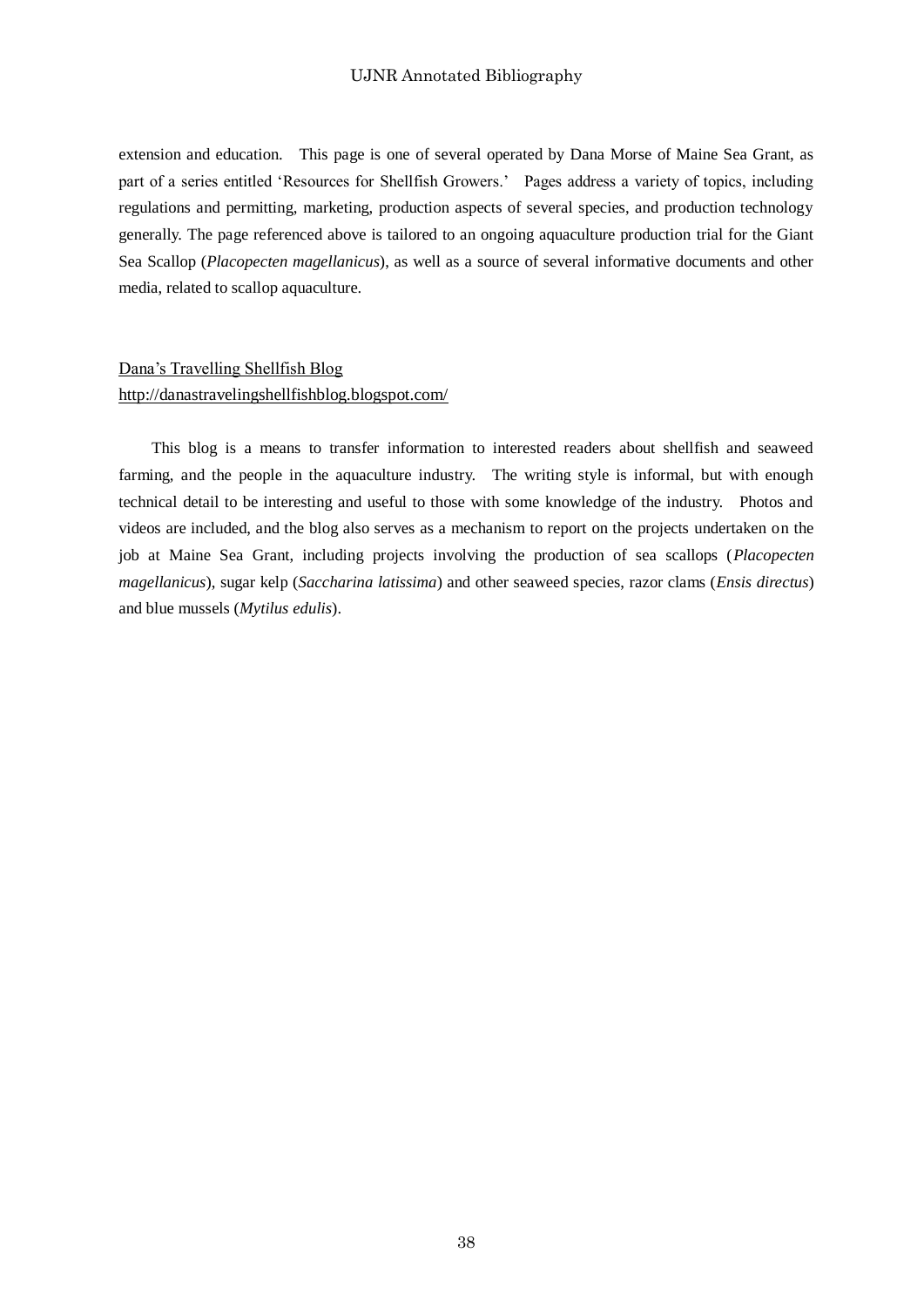extension and education. This page is one of several operated by Dana Morse of Maine Sea Grant, as part of a series entitled 'Resources for Shellfish Growers.' Pages address a variety of topics, including regulations and permitting, marketing, production aspects of several species, and production technology generally. The page referenced above is tailored to an ongoing aquaculture production trial for the Giant Sea Scallop (*Placopecten magellanicus*), as well as a source of several informative documents and other media, related to scallop aquaculture.

Dana's Travelling Shellfish Blog
http://danastravelingshellfishblog.blogspot.com/

This blog is a means to transfer information to interested readers about shellfish and seaweed farming, and the people in the aquaculture industry. The writing style is informal, but with enough technical detail to be interesting and useful to those with some knowledge of the industry. Photos and videos are included, and the blog also serves as a mechanism to report on the projects undertaken on the job at Maine Sea Grant, including projects involving the production of sea scallops (*Placopecten magellanicus*), sugar kelp (*Saccharina latissima*) and other seaweed species, razor clams (*Ensis directus*) and blue mussels (*Mytilus edulis*).